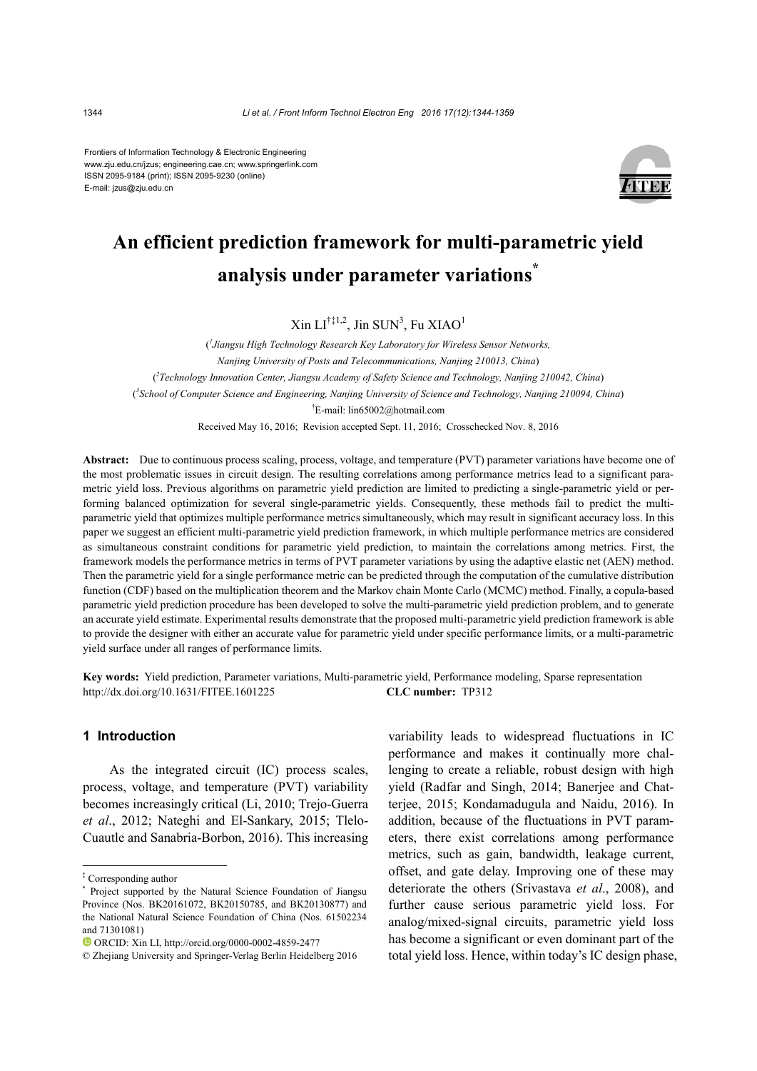Frontiers of Information Technology & Electronic Engineering
www.zju.edu.cn/jzus; engineering.cae.cn; www.springerlink.com
ISSN 2095-9184 (print); ISSN 2095-9230 (online)
E-mail: jzus@zju.edu.cn

# An efficient prediction framework for multi-parametric yield analysis under parameter variations[*]

Xin LI[†‡1,2], Jin SUN[3], Fu XIAO[1]

([1]*Jiangsu High Technology Research Key Laboratory for Wireless Sensor Networks, Nanjing University of Posts and Telecommunications, Nanjing 210013, China*)

([2]*Technology Innovation Center, Jiangsu Academy of Safety Science and Technology, Nanjing 210042, China*)

([3]*School of Computer Science and Engineering, Nanjing University of Science and Technology, Nanjing 210094, China*)

[†]E-mail: lin65002@hotmail.com

Received May 16, 2016; Revision accepted Sept. 11, 2016; Crosschecked Nov. 8, 2016

**Abstract:** Due to continuous process scaling, process, voltage, and temperature (PVT) parameter variations have become one of the most problematic issues in circuit design. The resulting correlations among performance metrics lead to a significant parametric yield loss. Previous algorithms on parametric yield prediction are limited to predicting a single-parametric yield or performing balanced optimization for several single-parametric yields. Consequently, these methods fail to predict the multi-parametric yield that optimizes multiple performance metrics simultaneously, which may result in significant accuracy loss. In this paper we suggest an efficient multi-parametric yield prediction framework, in which multiple performance metrics are considered as simultaneous constraint conditions for parametric yield prediction, to maintain the correlations among metrics. First, the framework models the performance metrics in terms of PVT parameter variations by using the adaptive elastic net (AEN) method. Then the parametric yield for a single performance metric can be predicted through the computation of the cumulative distribution function (CDF) based on the multiplication theorem and the Markov chain Monte Carlo (MCMC) method. Finally, a copula-based parametric yield prediction procedure has been developed to solve the multi-parametric yield prediction problem, and to generate an accurate yield estimate. Experimental results demonstrate that the proposed multi-parametric yield prediction framework is able to provide the designer with either an accurate value for parametric yield under specific performance limits, or a multi-parametric yield surface under all ranges of performance limits.

**Key words:** Yield prediction, Parameter variations, Multi-parametric yield, Performance modeling, Sparse representation
http://dx.doi.org/10.1631/FITEE.1601225 **CLC number:** TP312

## 1 Introduction

As the integrated circuit (IC) process scales, process, voltage, and temperature (PVT) variability becomes increasingly critical (Li, 2010; Trejo-Guerra *et al*., 2012; Nateghi and El-Sankary, 2015; Tlelo-Cuautle and Sanabria-Borbon, 2016). This increasing variability leads to widespread fluctuations in IC performance and makes it continually more challenging to create a reliable, robust design with high yield (Radfar and Singh, 2014; Banerjee and Chatterjee, 2015; Kondamadugula and Naidu, 2016). In addition, because of the fluctuations in PVT parameters, there exist correlations among performance metrics, such as gain, bandwidth, leakage current, offset, and gate delay. Improving one of these may deteriorate the others (Srivastava *et al*., 2008), and further cause serious parametric yield loss. For analog/mixed-signal circuits, parametric yield loss has become a significant or even dominant part of the total yield loss. Hence, within today's IC design phase,

---

[‡] Corresponding author

[*] Project supported by the Natural Science Foundation of Jiangsu Province (Nos. BK20161072, BK20150785, and BK20130877) and the National Natural Science Foundation of China (Nos. 61502234 and 71301081)

ORCID: Xin LI, http://orcid.org/0000-0002-4859-2477

© Zhejiang University and Springer-Verlag Berlin Heidelberg 2016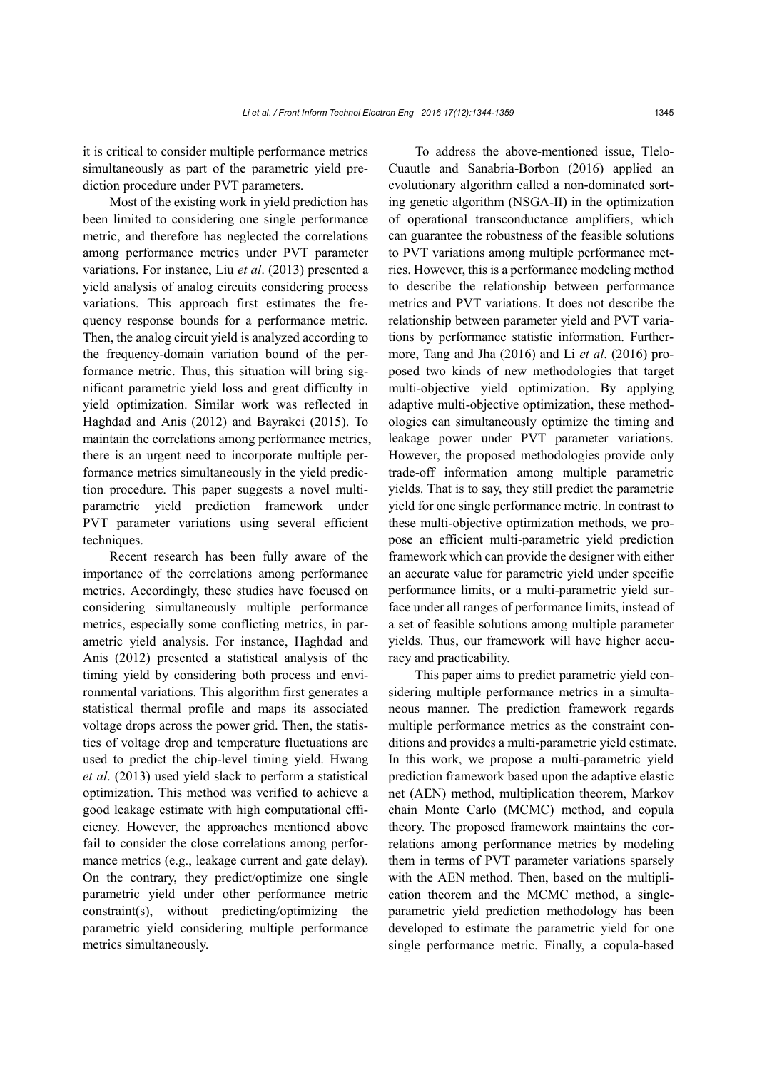it is critical to consider multiple performance metrics simultaneously as part of the parametric yield prediction procedure under PVT parameters.

Most of the existing work in yield prediction has been limited to considering one single performance metric, and therefore has neglected the correlations among performance metrics under PVT parameter variations. For instance, Liu *et al*. (2013) presented a yield analysis of analog circuits considering process variations. This approach first estimates the frequency response bounds for a performance metric. Then, the analog circuit yield is analyzed according to the frequency-domain variation bound of the performance metric. Thus, this situation will bring significant parametric yield loss and great difficulty in yield optimization. Similar work was reflected in Haghdad and Anis (2012) and Bayrakci (2015). To maintain the correlations among performance metrics, there is an urgent need to incorporate multiple performance metrics simultaneously in the yield prediction procedure. This paper suggests a novel multi-parametric yield prediction framework under PVT parameter variations using several efficient techniques.

Recent research has been fully aware of the importance of the correlations among performance metrics. Accordingly, these studies have focused on considering simultaneously multiple performance metrics, especially some conflicting metrics, in parametric yield analysis. For instance, Haghdad and Anis (2012) presented a statistical analysis of the timing yield by considering both process and environmental variations. This algorithm first generates a statistical thermal profile and maps its associated voltage drops across the power grid. Then, the statistics of voltage drop and temperature fluctuations are used to predict the chip-level timing yield. Hwang *et al*. (2013) used yield slack to perform a statistical optimization. This method was verified to achieve a good leakage estimate with high computational efficiency. However, the approaches mentioned above fail to consider the close correlations among performance metrics (e.g., leakage current and gate delay). On the contrary, they predict/optimize one single parametric yield under other performance metric constraint(s), without predicting/optimizing the parametric yield considering multiple performance metrics simultaneously.

To address the above-mentioned issue, Tlelo-Cuautle and Sanabria-Borbon (2016) applied an evolutionary algorithm called a non-dominated sorting genetic algorithm (NSGA-II) in the optimization of operational transconductance amplifiers, which can guarantee the robustness of the feasible solutions to PVT variations among multiple performance metrics. However, this is a performance modeling method to describe the relationship between performance metrics and PVT variations. It does not describe the relationship between parameter yield and PVT variations by performance statistic information. Furthermore, Tang and Jha (2016) and Li *et al*. (2016) proposed two kinds of new methodologies that target multi-objective yield optimization. By applying adaptive multi-objective optimization, these methodologies can simultaneously optimize the timing and leakage power under PVT parameter variations. However, the proposed methodologies provide only trade-off information among multiple parametric yields. That is to say, they still predict the parametric yield for one single performance metric. In contrast to these multi-objective optimization methods, we propose an efficient multi-parametric yield prediction framework which can provide the designer with either an accurate value for parametric yield under specific performance limits, or a multi-parametric yield surface under all ranges of performance limits, instead of a set of feasible solutions among multiple parameter yields. Thus, our framework will have higher accuracy and practicability.

This paper aims to predict parametric yield considering multiple performance metrics in a simultaneous manner. The prediction framework regards multiple performance metrics as the constraint conditions and provides a multi-parametric yield estimate. In this work, we propose a multi-parametric yield prediction framework based upon the adaptive elastic net (AEN) method, multiplication theorem, Markov chain Monte Carlo (MCMC) method, and copula theory. The proposed framework maintains the correlations among performance metrics by modeling them in terms of PVT parameter variations sparsely with the AEN method. Then, based on the multiplication theorem and the MCMC method, a single-parametric yield prediction methodology has been developed to estimate the parametric yield for one single performance metric. Finally, a copula-based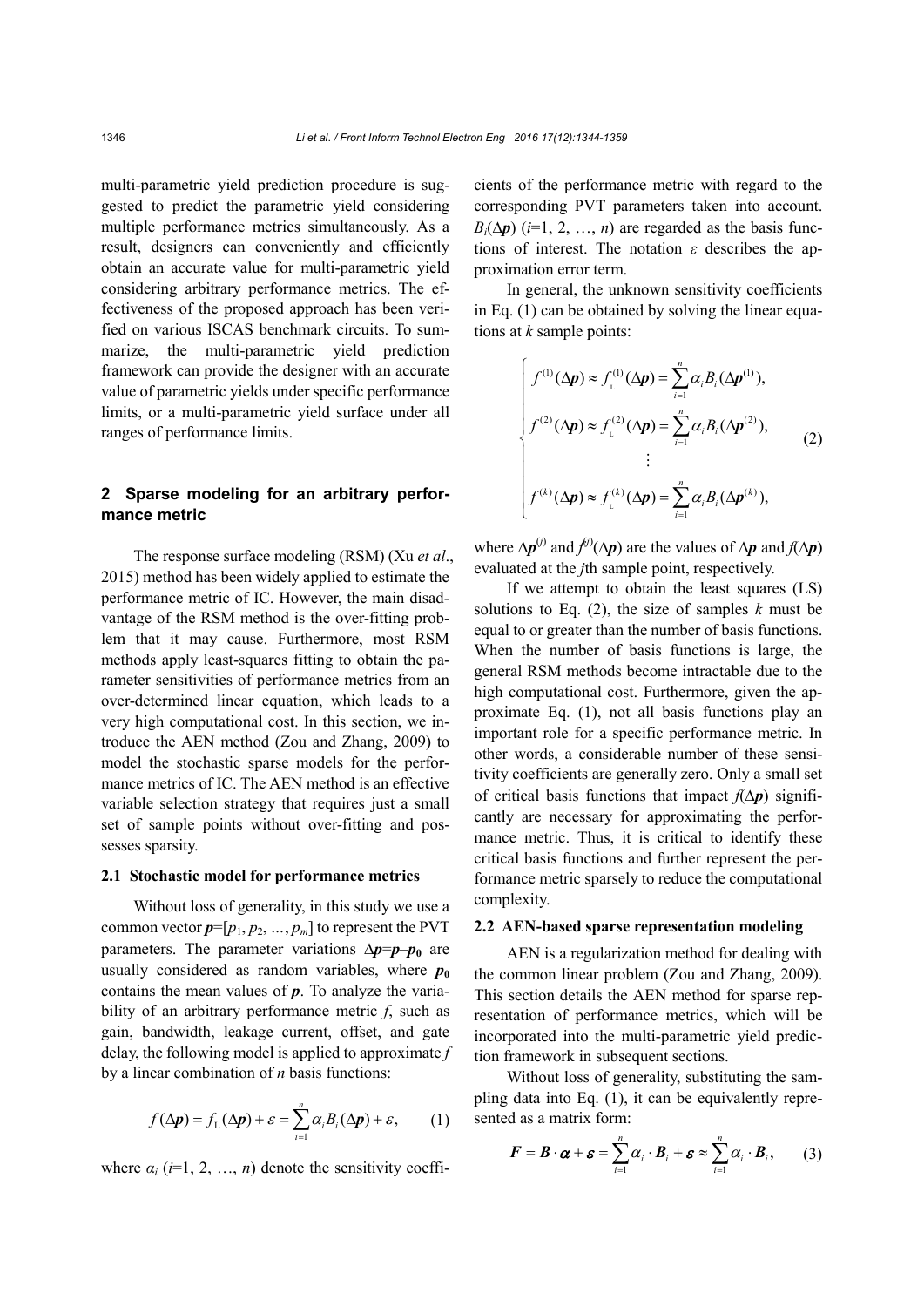multi-parametric yield prediction procedure is suggested to predict the parametric yield considering multiple performance metrics simultaneously. As a result, designers can conveniently and efficiently obtain an accurate value for multi-parametric yield considering arbitrary performance metrics. The effectiveness of the proposed approach has been verified on various ISCAS benchmark circuits. To summarize, the multi-parametric yield prediction framework can provide the designer with an accurate value of parametric yields under specific performance limits, or a multi-parametric yield surface under all ranges of performance limits.

## 2 Sparse modeling for an arbitrary performance metric

The response surface modeling (RSM) (Xu *et al*., 2015) method has been widely applied to estimate the performance metric of IC. However, the main disadvantage of the RSM method is the over-fitting problem that it may cause. Furthermore, most RSM methods apply least-squares fitting to obtain the parameter sensitivities of performance metrics from an over-determined linear equation, which leads to a very high computational cost. In this section, we introduce the AEN method (Zou and Zhang, 2009) to model the stochastic sparse models for the performance metrics of IC. The AEN method is an effective variable selection strategy that requires just a small set of sample points without over-fitting and possesses sparsity.

### 2.1 Stochastic model for performance metrics

Without loss of generality, in this study we use a common vector $\boldsymbol{p}=[p_1, p_2, \ldots, p_m]$ to represent the PVT parameters. The parameter variations $\Delta\boldsymbol{p}=\boldsymbol{p}-\boldsymbol{p}_0$ are usually considered as random variables, where $\boldsymbol{p}_0$ contains the mean values of $\boldsymbol{p}$. To analyze the variability of an arbitrary performance metric $f$, such as gain, bandwidth, leakage current, offset, and gate delay, the following model is applied to approximate $f$ by a linear combination of $n$ basis functions:

$$f(\Delta\boldsymbol{p}) = f_{\mathrm{L}}(\Delta\boldsymbol{p}) + \varepsilon = \sum_{i=1}^{n} \alpha_i B_i(\Delta\boldsymbol{p}) + \varepsilon, \qquad (1)$$

where $\alpha_i$ ($i$=1, 2, …, $n$) denote the sensitivity coefficients of the performance metric with regard to the corresponding PVT parameters taken into account. $B_i(\Delta\boldsymbol{p})$ ($i$=1, 2, …, $n$) are regarded as the basis functions of interest. The notation $\varepsilon$ describes the approximation error term.

In general, the unknown sensitivity coefficients in Eq. (1) can be obtained by solving the linear equations at $k$ sample points:

$$\begin{cases} f^{(1)}(\Delta\boldsymbol{p}) \approx f_{\mathrm{L}}^{(1)}(\Delta\boldsymbol{p}) = \sum_{i=1}^{n} \alpha_i B_i(\Delta\boldsymbol{p}^{(1)}), \\ f^{(2)}(\Delta\boldsymbol{p}) \approx f_{\mathrm{L}}^{(2)}(\Delta\boldsymbol{p}) = \sum_{i=1}^{n} \alpha_i B_i(\Delta\boldsymbol{p}^{(2)}), \\ \qquad \vdots \\ f^{(k)}(\Delta\boldsymbol{p}) \approx f_{\mathrm{L}}^{(k)}(\Delta\boldsymbol{p}) = \sum_{i=1}^{n} \alpha_i B_i(\Delta\boldsymbol{p}^{(k)}), \end{cases} \qquad (2)$$

where $\Delta\boldsymbol{p}^{(j)}$ and $f^{(j)}(\Delta\boldsymbol{p})$ are the values of $\Delta\boldsymbol{p}$ and $f(\Delta\boldsymbol{p})$ evaluated at the $j$th sample point, respectively.

If we attempt to obtain the least squares (LS) solutions to Eq. (2), the size of samples $k$ must be equal to or greater than the number of basis functions. When the number of basis functions is large, the general RSM methods become intractable due to the high computational cost. Furthermore, given the approximate Eq. (1), not all basis functions play an important role for a specific performance metric. In other words, a considerable number of these sensitivity coefficients are generally zero. Only a small set of critical basis functions that impact $f(\Delta\boldsymbol{p})$ significantly are necessary for approximating the performance metric. Thus, it is critical to identify these critical basis functions and further represent the performance metric sparsely to reduce the computational complexity.

### 2.2 AEN-based sparse representation modeling

AEN is a regularization method for dealing with the common linear problem (Zou and Zhang, 2009). This section details the AEN method for sparse representation of performance metrics, which will be incorporated into the multi-parametric yield prediction framework in subsequent sections.

Without loss of generality, substituting the sampling data into Eq. (1), it can be equivalently represented as a matrix form:

$$\boldsymbol{F} = \boldsymbol{B} \cdot \boldsymbol{\alpha} + \boldsymbol{\varepsilon} = \sum_{i=1}^{n} \alpha_i \cdot \boldsymbol{B}_i + \boldsymbol{\varepsilon} \approx \sum_{i=1}^{n} \alpha_i \cdot \boldsymbol{B}_i, \qquad (3)$$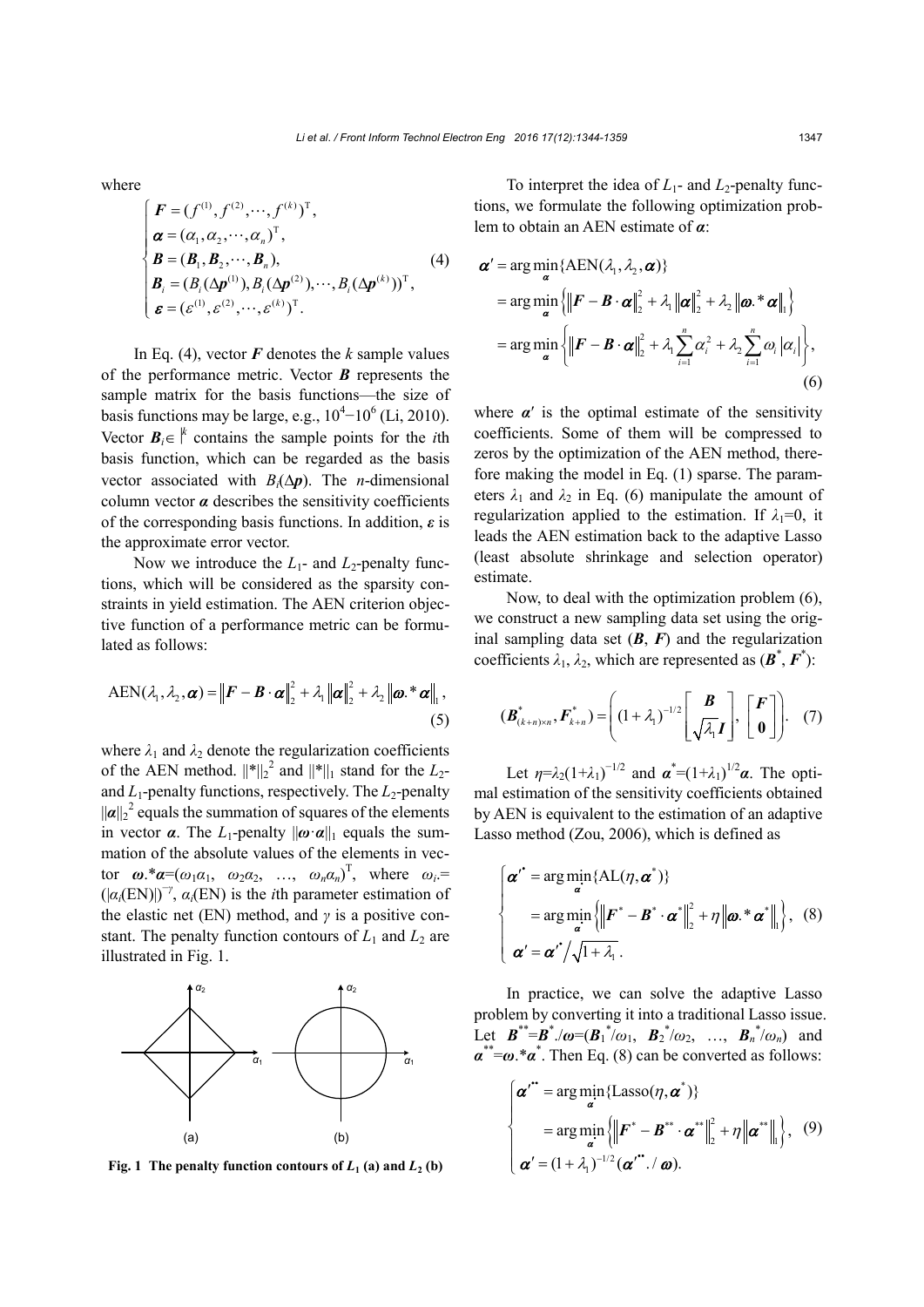where

$$
\begin{cases}
\boldsymbol{F} = (f^{(1)}, f^{(2)}, \cdots, f^{(k)})^{\mathrm{T}}, \\
\boldsymbol{\alpha} = (\alpha_1, \alpha_2, \cdots, \alpha_n)^{\mathrm{T}}, \\
\boldsymbol{B} = (\boldsymbol{B}_1, \boldsymbol{B}_2, \cdots, \boldsymbol{B}_n), \\
\boldsymbol{B}_i = (B_i(\Delta \boldsymbol{p}^{(1)}), B_i(\Delta \boldsymbol{p}^{(2)}), \cdots, B_i(\Delta \boldsymbol{p}^{(k)}))^{\mathrm{T}}, \\
\boldsymbol{\varepsilon} = (\varepsilon^{(1)}, \varepsilon^{(2)}, \cdots, \varepsilon^{(k)})^{\mathrm{T}}.
\end{cases}
\tag{4}
$$

In Eq. (4), vector $\boldsymbol{F}$ denotes the $k$ sample values of the performance metric. Vector $\boldsymbol{B}$ represents the sample matrix for the basis functions—the size of basis functions may be large, e.g., $10^4$–$10^6$ (Li, 2010). Vector $\boldsymbol{B}_i \in \mathbb{R}^k$ contains the sample points for the $i$th basis function, which can be regarded as the basis vector associated with $B_i(\Delta \boldsymbol{p})$. The $n$-dimensional column vector $\boldsymbol{\alpha}$ describes the sensitivity coefficients of the corresponding basis functions. In addition, $\boldsymbol{\varepsilon}$ is the approximate error vector.

Now we introduce the $L_1$- and $L_2$-penalty functions, which will be considered as the sparsity constraints in yield estimation. The AEN criterion objective function of a performance metric can be formulated as follows:

$$
\mathrm{AEN}(\lambda_1, \lambda_2, \boldsymbol{\alpha}) = \left\| \boldsymbol{F} - \boldsymbol{B} \cdot \boldsymbol{\alpha} \right\|_2^2 + \lambda_1 \left\| \boldsymbol{\alpha} \right\|_2^2 + \lambda_2 \left\| \boldsymbol{\omega}.* \boldsymbol{\alpha} \right\|_1,
\tag{5}
$$

where $\lambda_1$ and $\lambda_2$ denote the regularization coefficients of the AEN method. $\|*\|_2^2$ and $\|*\|_1$ stand for the $L_2$- and $L_1$-penalty functions, respectively. The $L_2$-penalty $\|\boldsymbol{\alpha}\|_2^2$ equals the summation of squares of the elements in vector $\boldsymbol{\alpha}$. The $L_1$-penalty $\|\boldsymbol{\omega} \cdot \boldsymbol{\alpha}\|_1$ equals the summation of the absolute values of the elements in vector $\boldsymbol{\omega}.*\boldsymbol{\alpha} = (\omega_1 \alpha_1, \ \omega_2 \alpha_2, \ \ldots, \ \omega_n \alpha_n)^{\mathrm{T}}$, where $\omega_i = (|\alpha_i(\mathrm{EN})|)^{-\gamma}$, $\alpha_i(\mathrm{EN})$ is the $i$th parameter estimation of the elastic net (EN) method, and $\gamma$ is a positive constant. The penalty function contours of $L_1$ and $L_2$ are illustrated in Fig. 1.

**Fig. 1 The penalty function contours of $L_1$ (a) and $L_2$ (b)**

To interpret the idea of $L_1$- and $L_2$-penalty functions, we formulate the following optimization problem to obtain an AEN estimate of $\boldsymbol{\alpha}$:

$$
\begin{aligned}
\boldsymbol{\alpha}' &= \arg\min_{\boldsymbol{\alpha}} \{\mathrm{AEN}(\lambda_1, \lambda_2, \boldsymbol{\alpha})\} \\
&= \arg\min_{\boldsymbol{\alpha}} \left\{ \left\| \boldsymbol{F} - \boldsymbol{B} \cdot \boldsymbol{\alpha} \right\|_2^2 + \lambda_1 \left\| \boldsymbol{\alpha} \right\|_2^2 + \lambda_2 \left\| \boldsymbol{\omega}.* \boldsymbol{\alpha} \right\|_1 \right\} \\
&= \arg\min_{\boldsymbol{\alpha}} \left\{ \left\| \boldsymbol{F} - \boldsymbol{B} \cdot \boldsymbol{\alpha} \right\|_2^2 + \lambda_1 \sum_{i=1}^{n} \alpha_i^2 + \lambda_2 \sum_{i=1}^{n} \omega_i \left| \alpha_i \right| \right\},
\end{aligned}
\tag{6}
$$

where $\boldsymbol{\alpha}'$ is the optimal estimate of the sensitivity coefficients. Some of them will be compressed to zeros by the optimization of the AEN method, therefore making the model in Eq. (1) sparse. The parameters $\lambda_1$ and $\lambda_2$ in Eq. (6) manipulate the amount of regularization applied to the estimation. If $\lambda_1 = 0$, it leads the AEN estimation back to the adaptive Lasso (least absolute shrinkage and selection operator) estimate.

Now, to deal with the optimization problem (6), we construct a new sampling data set using the original sampling data set ($\boldsymbol{B}$, $\boldsymbol{F}$) and the regularization coefficients $\lambda_1$, $\lambda_2$, which are represented as ($\boldsymbol{B}^*$, $\boldsymbol{F}^*$):

$$
(\boldsymbol{B}^*_{(k+n)\times n}, \boldsymbol{F}^*_{k+n}) = \left( (1+\lambda_1)^{-1/2} \begin{bmatrix} \boldsymbol{B} \\ \sqrt{\lambda_1} \boldsymbol{I} \end{bmatrix}, \begin{bmatrix} \boldsymbol{F} \\ \boldsymbol{0} \end{bmatrix} \right).
\tag{7}
$$

Let $\eta = \lambda_2 (1+\lambda_1)^{-1/2}$ and $\boldsymbol{\alpha}^* = (1+\lambda_1)^{1/2} \boldsymbol{\alpha}$. The optimal estimation of the sensitivity coefficients obtained by AEN is equivalent to the estimation of an adaptive Lasso method (Zou, 2006), which is defined as

$$
\begin{cases}
\boldsymbol{\alpha}'^{*} = \arg\min\limits_{\boldsymbol{\alpha}^*} \{\mathrm{AL}(\eta, \boldsymbol{\alpha}^*)\} \\
\quad\;\; = \arg\min\limits_{\boldsymbol{\alpha}^*} \left\{ \left\| \boldsymbol{F}^* - \boldsymbol{B}^* \cdot \boldsymbol{\alpha}^* \right\|_2^2 + \eta \left\| \boldsymbol{\omega}.* \boldsymbol{\alpha}^* \right\|_1 \right\}, \\
\boldsymbol{\alpha}' = \boldsymbol{\alpha}'^{*} \big/ \sqrt{1+\lambda_1}.
\end{cases}
\tag{8}
$$

In practice, we can solve the adaptive Lasso problem by converting it into a traditional Lasso issue. Let $\boldsymbol{B}^{**} = \boldsymbol{B}^* ./ \boldsymbol{\omega} = (\boldsymbol{B}_1^*/\omega_1, \ \boldsymbol{B}_2^*/\omega_2, \ \ldots, \ \boldsymbol{B}_n^*/\omega_n)$ and $\boldsymbol{\alpha}^{**} = \boldsymbol{\omega}.*\boldsymbol{\alpha}^*$. Then Eq. (8) can be converted as follows:

$$
\begin{cases}
\boldsymbol{\alpha}'^{**} = \arg\min\limits_{\boldsymbol{\alpha}^*} \{\mathrm{Lasso}(\eta, \boldsymbol{\alpha}^*)\} \\
\quad\;\; = \arg\min\limits_{\boldsymbol{\alpha}^*} \left\{ \left\| \boldsymbol{F}^* - \boldsymbol{B}^{**} \cdot \boldsymbol{\alpha}^{**} \right\|_2^2 + \eta \left\| \boldsymbol{\alpha}^{**} \right\|_1 \right\}, \\
\boldsymbol{\alpha}' = (1+\lambda_1)^{-1/2} (\boldsymbol{\alpha}'^{**} ./ \boldsymbol{\omega}).
\end{cases}
\tag{9}
$$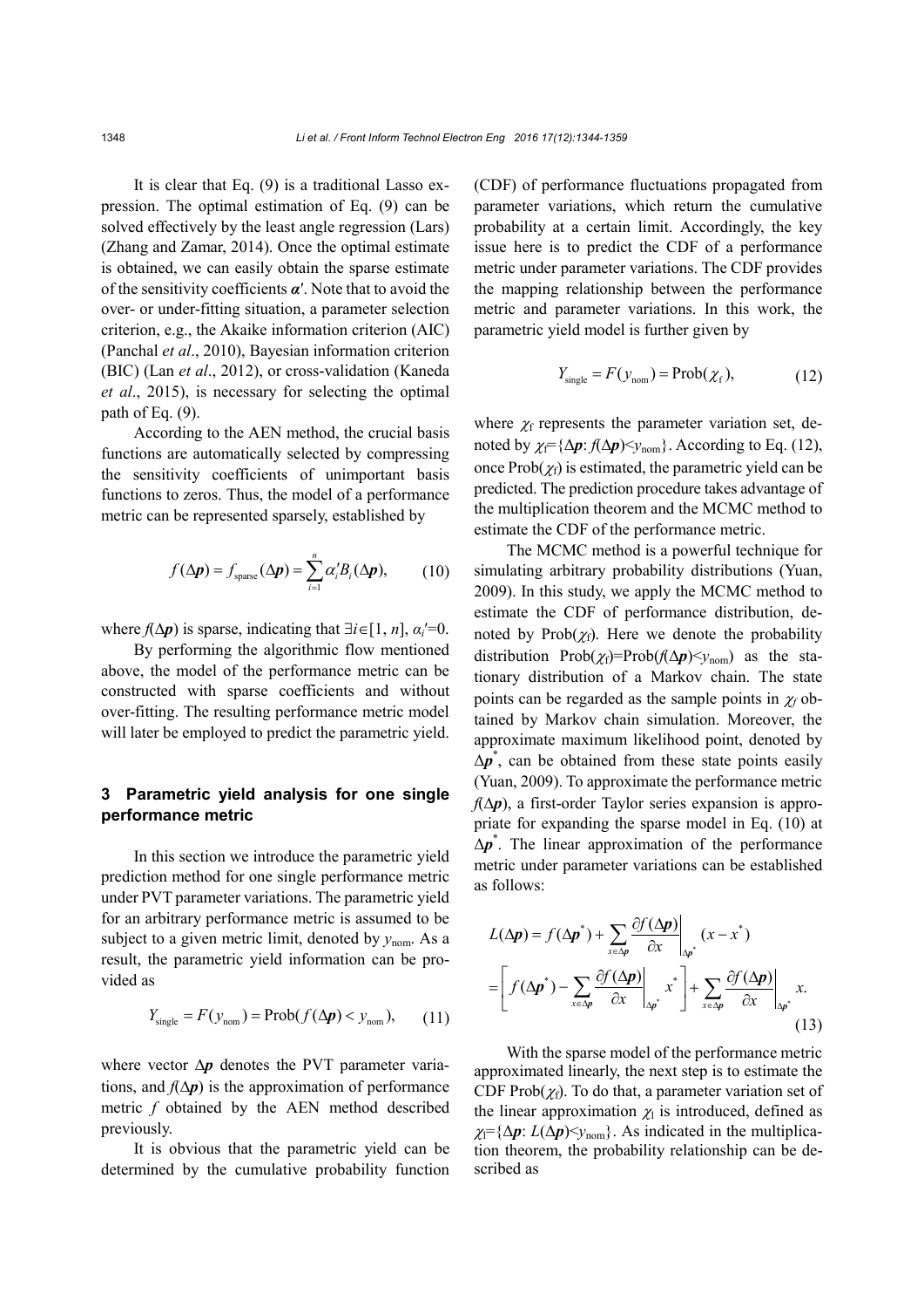It is clear that Eq. (9) is a traditional Lasso expression. The optimal estimation of Eq. (9) can be solved effectively by the least angle regression (Lars) (Zhang and Zamar, 2014). Once the optimal estimate is obtained, we can easily obtain the sparse estimate of the sensitivity coefficients $\boldsymbol{\alpha}'$. Note that to avoid the over- or under-fitting situation, a parameter selection criterion, e.g., the Akaike information criterion (AIC) (Panchal *et al*., 2010), Bayesian information criterion (BIC) (Lan *et al*., 2012), or cross-validation (Kaneda *et al*., 2015), is necessary for selecting the optimal path of Eq. (9).

According to the AEN method, the crucial basis functions are automatically selected by compressing the sensitivity coefficients of unimportant basis functions to zeros. Thus, the model of a performance metric can be represented sparsely, established by

$$f(\Delta \boldsymbol{p}) = f_{\text{sparse}}(\Delta \boldsymbol{p}) = \sum_{i=1}^{n} \alpha_i' B_i(\Delta \boldsymbol{p}), \tag{10}$$

where $f(\Delta \boldsymbol{p})$ is sparse, indicating that $\exists i \in [1, n]$, $\alpha_i'=0$.

By performing the algorithmic flow mentioned above, the model of the performance metric can be constructed with sparse coefficients and without over-fitting. The resulting performance metric model will later be employed to predict the parametric yield.

## 3 Parametric yield analysis for one single performance metric

In this section we introduce the parametric yield prediction method for one single performance metric under PVT parameter variations. The parametric yield for an arbitrary performance metric is assumed to be subject to a given metric limit, denoted by $y_{\text{nom}}$. As a result, the parametric yield information can be provided as

$$Y_{\text{single}} = F(y_{\text{nom}}) = \text{Prob}(f(\Delta \boldsymbol{p}) < y_{\text{nom}}), \tag{11}$$

where vector $\Delta \boldsymbol{p}$ denotes the PVT parameter variations, and $f(\Delta \boldsymbol{p})$ is the approximation of performance metric $f$ obtained by the AEN method described previously.

It is obvious that the parametric yield can be determined by the cumulative probability function (CDF) of performance fluctuations propagated from parameter variations, which return the cumulative probability at a certain limit. Accordingly, the key issue here is to predict the CDF of a performance metric under parameter variations. The CDF provides the mapping relationship between the performance metric and parameter variations. In this work, the parametric yield model is further given by

$$Y_{\text{single}} = F(y_{\text{nom}}) = \text{Prob}(\chi_{\text{f}}), \tag{12}$$

where $\chi_{\text{f}}$ represents the parameter variation set, denoted by $\chi_{\text{f}}=\{\Delta \boldsymbol{p}: f(\Delta \boldsymbol{p})<y_{\text{nom}}\}$. According to Eq. (12), once $\text{Prob}(\chi_{\text{f}})$ is estimated, the parametric yield can be predicted. The prediction procedure takes advantage of the multiplication theorem and the MCMC method to estimate the CDF of the performance metric.

The MCMC method is a powerful technique for simulating arbitrary probability distributions (Yuan, 2009). In this study, we apply the MCMC method to estimate the CDF of performance distribution, denoted by $\text{Prob}(\chi_{\text{f}})$. Here we denote the probability distribution $\text{Prob}(\chi_{\text{f}})=\text{Prob}(f(\Delta \boldsymbol{p})<y_{\text{nom}})$ as the stationary distribution of a Markov chain. The state points can be regarded as the sample points in $\chi_f$ obtained by Markov chain simulation. Moreover, the approximate maximum likelihood point, denoted by $\Delta \boldsymbol{p}^*$, can be obtained from these state points easily (Yuan, 2009). To approximate the performance metric $f(\Delta \boldsymbol{p})$, a first-order Taylor series expansion is appropriate for expanding the sparse model in Eq. (10) at $\Delta \boldsymbol{p}^*$. The linear approximation of the performance metric under parameter variations can be established as follows:

$$\begin{aligned} L(\Delta \boldsymbol{p}) &= f(\Delta \boldsymbol{p}^*) + \sum_{x \in \Delta \boldsymbol{p}} \left.\frac{\partial f(\Delta \boldsymbol{p})}{\partial x}\right|_{\Delta \boldsymbol{p}^*} (x - x^*) \\ &= \left[ f(\Delta \boldsymbol{p}^*) - \sum_{x \in \Delta \boldsymbol{p}} \left.\frac{\partial f(\Delta \boldsymbol{p})}{\partial x}\right|_{\Delta \boldsymbol{p}^*} x^* \right] + \sum_{x \in \Delta \boldsymbol{p}} \left.\frac{\partial f(\Delta \boldsymbol{p})}{\partial x}\right|_{\Delta \boldsymbol{p}^*} x. \end{aligned} \tag{13}$$

With the sparse model of the performance metric approximated linearly, the next step is to estimate the CDF $\text{Prob}(\chi_{\text{f}})$. To do that, a parameter variation set of the linear approximation $\chi_{\text{l}}$ is introduced, defined as $\chi_{\text{l}}=\{\Delta \boldsymbol{p}: L(\Delta \boldsymbol{p})<y_{\text{nom}}\}$. As indicated in the multiplication theorem, the probability relationship can be described as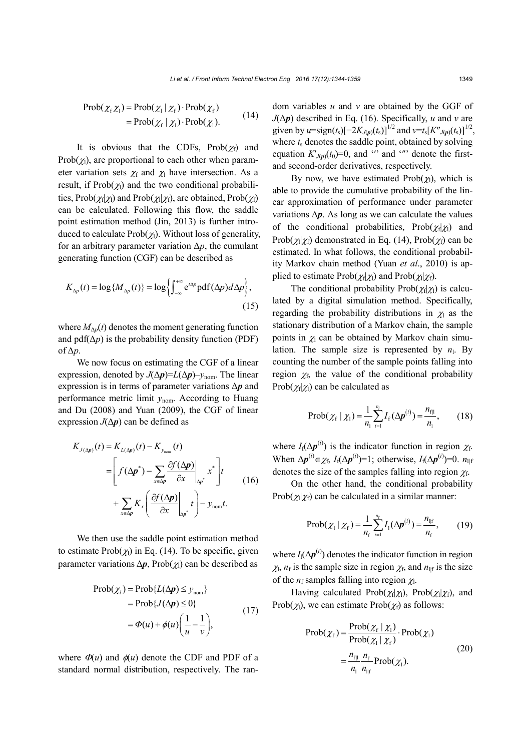$$
\begin{aligned}
\operatorname{Prob}(\chi_f \chi_l) &= \operatorname{Prob}(\chi_l \mid \chi_f) \cdot \operatorname{Prob}(\chi_f) \\
&= \operatorname{Prob}(\chi_f \mid \chi_l) \cdot \operatorname{Prob}(\chi_l).
\end{aligned} \tag{14}
$$

It is obvious that the CDFs, $\operatorname{Prob}(\chi_f)$ and $\operatorname{Prob}(\chi_l)$, are proportional to each other when parameter variation sets $\chi_f$ and $\chi_l$ have intersection. As a result, if $\operatorname{Prob}(\chi_l)$ and the two conditional probabilities, $\operatorname{Prob}(\chi_f|\chi_l)$ and $\operatorname{Prob}(\chi_l|\chi_f)$, are obtained, $\operatorname{Prob}(\chi_f)$ can be calculated. Following this flow, the saddle point estimation method (Jin, 2013) is further introduced to calculate $\operatorname{Prob}(\chi_l)$. Without loss of generality, for an arbitrary parameter variation $\Delta p$, the cumulant generating function (CGF) can be described as

$$
K_{\Delta p}(t) = \log\{M_{\Delta p}(t)\} = \log\left\{\int_{-\infty}^{+\infty} \mathrm{e}^{t\Delta p} \operatorname{pdf}(\Delta p) d\Delta p\right\}, \tag{15}
$$

where $M_{\Delta p}(t)$ denotes the moment generating function and $\operatorname{pdf}(\Delta p)$ is the probability density function (PDF) of $\Delta p$.

We now focus on estimating the CGF of a linear expression, denoted by $J(\Delta \boldsymbol{p})=L(\Delta \boldsymbol{p})-y_{\text{nom}}$. The linear expression is in terms of parameter variations $\Delta \boldsymbol{p}$ and performance metric limit $y_{\text{nom}}$. According to Huang and Du (2008) and Yuan (2009), the CGF of linear expression $J(\Delta \boldsymbol{p})$ can be defined as

$$
\begin{aligned}
K_{J(\Delta \boldsymbol{p})}(t) &= K_{L(\Delta \boldsymbol{p})}(t) - K_{y_{\text{nom}}}(t) \\
&= \left[ f(\Delta \boldsymbol{p}^*) - \sum_{x \in \Delta \boldsymbol{p}} \left.\frac{\partial f(\Delta \boldsymbol{p})}{\partial x}\right|_{\Delta \boldsymbol{p}^*} x^* \right] t \\
&\quad + \sum_{x \in \Delta \boldsymbol{p}} K_x \left( \left.\frac{\partial f(\Delta \boldsymbol{p})}{\partial x}\right|_{\Delta \boldsymbol{p}^*} t \right) - y_{\text{nom}} t.
\end{aligned} \tag{16}
$$

We then use the saddle point estimation method to estimate $\operatorname{Prob}(\chi_l)$ in Eq. (14). To be specific, given parameter variations $\Delta \boldsymbol{p}$, $\operatorname{Prob}(\chi_l)$ can be described as

$$
\begin{aligned}
\operatorname{Prob}(\chi_l) &= \operatorname{Prob}\{L(\Delta \boldsymbol{p}) \le y_{\text{nom}}\} \\
&= \operatorname{Prob}\{J(\Delta \boldsymbol{p}) \le 0\} \\
&= \Phi(u) + \phi(u)\left(\frac{1}{u} - \frac{1}{v}\right),
\end{aligned} \tag{17}
$$

where $\Phi(u)$ and $\phi(u)$ denote the CDF and PDF of a standard normal distribution, respectively. The random variables $u$ and $v$ are obtained by the GGF of $J(\Delta \boldsymbol{p})$ described in Eq. (16). Specifically, $u$ and $v$ are given by $u=\operatorname{sign}(t_s)[-2K_{J(\boldsymbol{p})}(t_s)]^{1/2}$ and $v=t_s[K''_{J(\boldsymbol{p})}(t_s)]^{1/2}$, where $t_s$ denotes the saddle point, obtained by solving equation $K'_{J(\boldsymbol{p})}(t_0)=0$, and '′' and '″' denote the first- and second-order derivatives, respectively.

By now, we have estimated $\operatorname{Prob}(\chi_l)$, which is able to provide the cumulative probability of the linear approximation of performance under parameter variations $\Delta \boldsymbol{p}$. As long as we can calculate the values of the conditional probabilities, $\operatorname{Prob}(\chi_f|\chi_l)$ and $\operatorname{Prob}(\chi_l|\chi_f)$ demonstrated in Eq. (14), $\operatorname{Prob}(\chi_f)$ can be estimated. In what follows, the conditional probability Markov chain method (Yuan *et al*., 2010) is applied to estimate $\operatorname{Prob}(\chi_f|\chi_l)$ and $\operatorname{Prob}(\chi_l|\chi_f)$.

The conditional probability $\operatorname{Prob}(\chi_f|\chi_l)$ is calculated by a digital simulation method. Specifically, regarding the probability distributions in $\chi_l$ as the stationary distribution of a Markov chain, the sample points in $\chi_l$ can be obtained by Markov chain simulation. The sample size is represented by $n_l$. By counting the number of the sample points falling into region $\chi_f$, the value of the conditional probability $\operatorname{Prob}(\chi_f|\chi_l)$ can be calculated as

$$
\operatorname{Prob}(\chi_f \mid \chi_l) = \frac{1}{n_l} \sum_{i=1}^{n_l} I_f(\Delta \boldsymbol{p}^{(i)}) = \frac{n_{f|l}}{n_l}, \tag{18}
$$

where $I_f(\Delta \boldsymbol{p}^{(i)})$ is the indicator function in region $\chi_f$. When $\Delta \boldsymbol{p}^{(i)} \in \chi_f$, $I_f(\Delta \boldsymbol{p}^{(i)})=1$; otherwise, $I_f(\Delta \boldsymbol{p}^{(i)})=0$. $n_{l|f}$ denotes the size of the samples falling into region $\chi_f$.

On the other hand, the conditional probability $\operatorname{Prob}(\chi_l|\chi_f)$ can be calculated in a similar manner:

$$
\operatorname{Prob}(\chi_l \mid \chi_f) = \frac{1}{n_f} \sum_{i=1}^{n_f} I_l(\Delta \boldsymbol{p}^{(i)}) = \frac{n_{l|f}}{n_f}, \tag{19}
$$

where $I_l(\Delta \boldsymbol{p}^{(i)})$ denotes the indicator function in region $\chi_l$, $n_f$ is the sample size in region $\chi_f$, and $n_{l|f}$ is the size of the $n_f$ samples falling into region $\chi_l$.

Having calculated $\operatorname{Prob}(\chi_f|\chi_l)$, $\operatorname{Prob}(\chi_l|\chi_f)$, and $\operatorname{Prob}(\chi_l)$, we can estimate $\operatorname{Prob}(\chi_f)$ as follows:

$$
\begin{aligned}
\operatorname{Prob}(\chi_f) &= \frac{\operatorname{Prob}(\chi_f \mid \chi_l)}{\operatorname{Prob}(\chi_l \mid \chi_f)} \cdot \operatorname{Prob}(\chi_l) \\
&= \frac{n_{f|l}}{n_l} \frac{n_f}{n_{l|f}} \operatorname{Prob}(\chi_l).
\end{aligned} \tag{20}
$$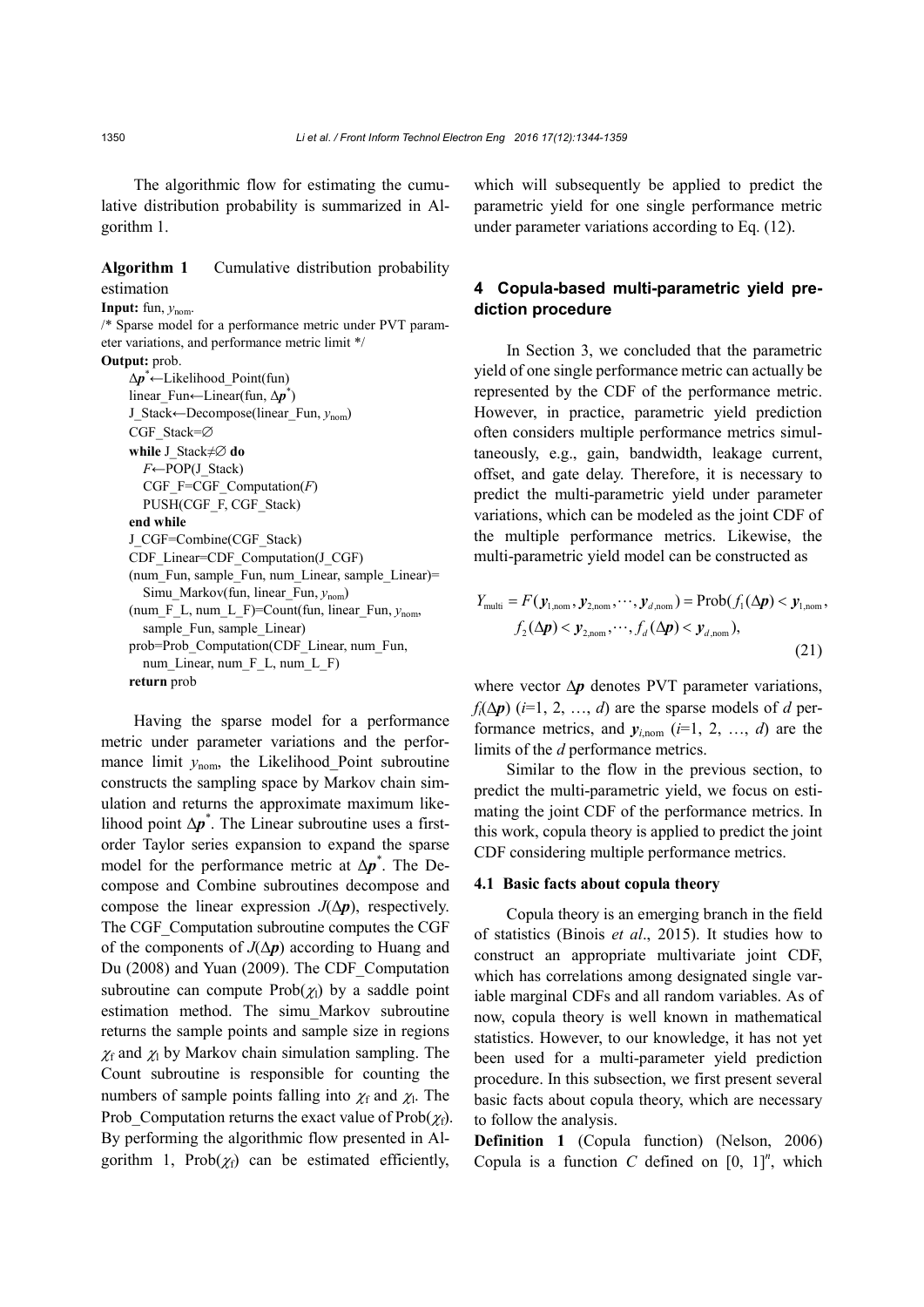The algorithmic flow for estimating the cumulative distribution probability is summarized in Algorithm 1.

**Algorithm 1** Cumulative distribution probability estimation

**Input:** fun, $y_{\rm nom}$.

/* Sparse model for a performance metric under PVT parameter variations, and performance metric limit */

**Output:** prob.

```
Δp*←Likelihood_Point(fun)
linear_Fun←Linear(fun, Δp*)
J_Stack←Decompose(linear_Fun, y_nom)
CGF_Stack=∅
while J_Stack≠∅ do
  F←POP(J_Stack)
  CGF_F=CGF_Computation(F)
  PUSH(CGF_F, CGF_Stack)
end while
J_CGF=Combine(CGF_Stack)
CDF_Linear=CDF_Computation(J_CGF)
(num_Fun, sample_Fun, num_Linear, sample_Linear)=
  Simu_Markov(fun, linear_Fun, y_nom)
(num_F_L, num_L_F)=Count(fun, linear_Fun, y_nom,
  sample_Fun, sample_Linear)
prob=Prob_Computation(CDF_Linear, num_Fun,
  num_Linear, num_F_L, num_L_F)
return prob
```

Having the sparse model for a performance metric under parameter variations and the performance limit $y_{\rm nom}$, the Likelihood_Point subroutine constructs the sampling space by Markov chain simulation and returns the approximate maximum likelihood point $\Delta\boldsymbol{p}^*$. The Linear subroutine uses a first-order Taylor series expansion to expand the sparse model for the performance metric at $\Delta\boldsymbol{p}^*$. The Decompose and Combine subroutines decompose and compose the linear expression $J(\Delta\boldsymbol{p})$, respectively. The CGF_Computation subroutine computes the CGF of the components of $J(\Delta\boldsymbol{p})$ according to Huang and Du (2008) and Yuan (2009). The CDF_Computation subroutine can compute $\text{Prob}(\chi_{\rm l})$ by a saddle point estimation method. The simu_Markov subroutine returns the sample points and sample size in regions $\chi_{\rm f}$ and $\chi_{\rm l}$ by Markov chain simulation sampling. The Count subroutine is responsible for counting the numbers of sample points falling into $\chi_{\rm f}$ and $\chi_{\rm l}$. The Prob_Computation returns the exact value of $\text{Prob}(\chi_{\rm f})$. By performing the algorithmic flow presented in Algorithm 1, $\text{Prob}(\chi_{\rm f})$ can be estimated efficiently, which will subsequently be applied to predict the parametric yield for one single performance metric under parameter variations according to Eq. (12).

## 4 Copula-based multi-parametric yield prediction procedure

In Section 3, we concluded that the parametric yield of one single performance metric can actually be represented by the CDF of the performance metric. However, in practice, parametric yield prediction often considers multiple performance metrics simultaneously, e.g., gain, bandwidth, leakage current, offset, and gate delay. Therefore, it is necessary to predict the multi-parametric yield under parameter variations, which can be modeled as the joint CDF of the multiple performance metrics. Likewise, the multi-parametric yield model can be constructed as

$$
\begin{aligned}
Y_{\rm multi} = F(\boldsymbol{y}_{1,\rm nom}, \boldsymbol{y}_{2,\rm nom}, \cdots, \boldsymbol{y}_{d,\rm nom}) = \text{Prob}(f_1(\Delta\boldsymbol{p}) < \boldsymbol{y}_{1,\rm nom},\\
f_2(\Delta\boldsymbol{p}) < \boldsymbol{y}_{2,\rm nom}, \cdots, f_d(\Delta\boldsymbol{p}) < \boldsymbol{y}_{d,\rm nom}),
\end{aligned}
\tag{21}
$$

where vector $\Delta\boldsymbol{p}$ denotes PVT parameter variations, $f_i(\Delta\boldsymbol{p})$ ($i$=1, 2, …, $d$) are the sparse models of $d$ performance metrics, and $\boldsymbol{y}_{i,\rm nom}$ ($i$=1, 2, …, $d$) are the limits of the $d$ performance metrics.

Similar to the flow in the previous section, to predict the multi-parametric yield, we focus on estimating the joint CDF of the performance metrics. In this work, copula theory is applied to predict the joint CDF considering multiple performance metrics.

### 4.1 Basic facts about copula theory

Copula theory is an emerging branch in the field of statistics (Binois *et al*., 2015). It studies how to construct an appropriate multivariate joint CDF, which has correlations among designated single variable marginal CDFs and all random variables. As of now, copula theory is well known in mathematical statistics. However, to our knowledge, it has not yet been used for a multi-parameter yield prediction procedure. In this subsection, we first present several basic facts about copula theory, which are necessary to follow the analysis.

**Definition 1** (Copula function) (Nelson, 2006) Copula is a function $C$ defined on $[0, 1]^n$, which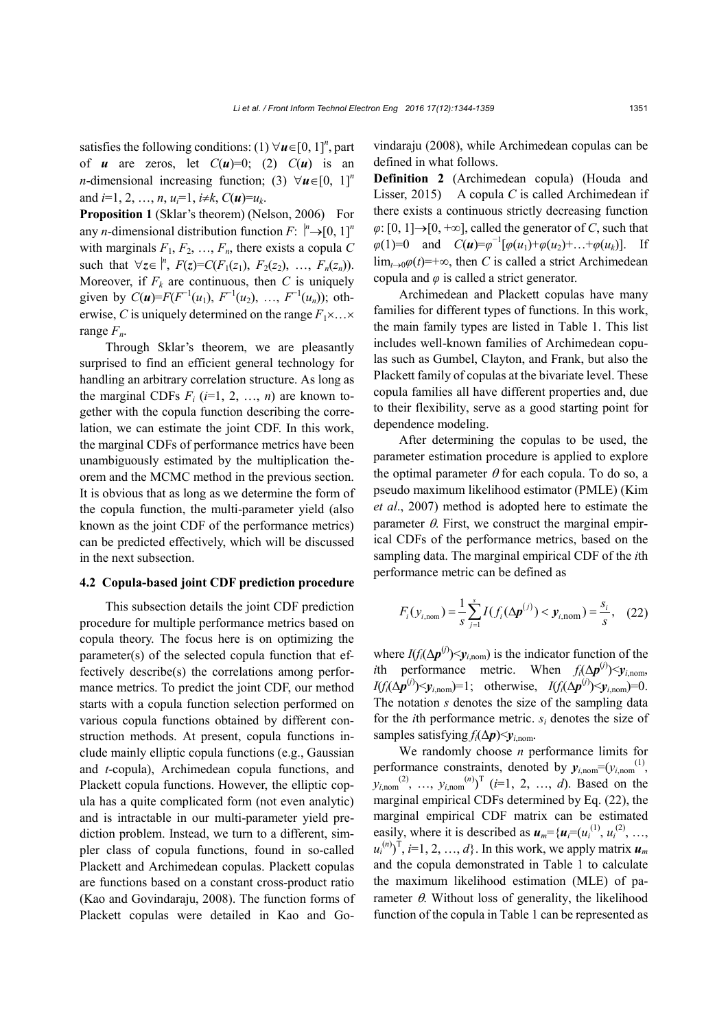satisfies the following conditions: (1) $\forall \boldsymbol{u} \in [0, 1]^n$, part of $\boldsymbol{u}$ are zeros, let $C(\boldsymbol{u})=0$; (2) $C(\boldsymbol{u})$ is an $n$-dimensional increasing function; (3) $\forall \boldsymbol{u} \in [0, 1]^n$ and $i=1, 2, \ldots, n$, $u_i=1$, $i \neq k$, $C(\boldsymbol{u})=u_k$.

**Proposition 1** (Sklar's theorem) (Nelson, 2006) For any $n$-dimensional distribution function $F$: $\mathbb{R}^n \rightarrow [0, 1]^n$ with marginals $F_1, F_2, \ldots, F_n$, there exists a copula $C$ such that $\forall \boldsymbol{z} \in \mathbb{R}^n$, $F(\boldsymbol{z})=C(F_1(z_1), F_2(z_2), \ldots, F_n(z_n))$. Moreover, if $F_k$ are continuous, then $C$ is uniquely given by $C(\boldsymbol{u})=F(F^{-1}(u_1), F^{-1}(u_2), \ldots, F^{-1}(u_n))$; otherwise, $C$ is uniquely determined on the range $F_1 \times \ldots \times$ range $F_n$.

Through Sklar's theorem, we are pleasantly surprised to find an efficient general technology for handling an arbitrary correlation structure. As long as the marginal CDFs $F_i$ ($i=1, 2, \ldots, n$) are known together with the copula function describing the correlation, we can estimate the joint CDF. In this work, the marginal CDFs of performance metrics have been unambiguously estimated by the multiplication theorem and the MCMC method in the previous section. It is obvious that as long as we determine the form of the copula function, the multi-parameter yield (also known as the joint CDF of the performance metrics) can be predicted effectively, which will be discussed in the next subsection.

### 4.2 Copula-based joint CDF prediction procedure

This subsection details the joint CDF prediction procedure for multiple performance metrics based on copula theory. The focus here is on optimizing the parameter(s) of the selected copula function that effectively describe(s) the correlations among performance metrics. To predict the joint CDF, our method starts with a copula function selection performed on various copula functions obtained by different construction methods. At present, copula functions include mainly elliptic copula functions (e.g., Gaussian and $t$-copula), Archimedean copula functions, and Plackett copula functions. However, the elliptic copula has a quite complicated form (not even analytic) and is intractable in our multi-parameter yield prediction problem. Instead, we turn to a different, simpler class of copula functions, found in so-called Plackett and Archimedean copulas. Plackett copulas are functions based on a constant cross-product ratio (Kao and Govindaraju, 2008). The function forms of Plackett copulas were detailed in Kao and Govindaraju (2008), while Archimedean copulas can be defined in what follows.

**Definition 2** (Archimedean copula) (Houda and Lisser, 2015) A copula $C$ is called Archimedean if there exists a continuous strictly decreasing function $\varphi$: $[0, 1] \rightarrow [0, +\infty]$, called the generator of $C$, such that $\varphi(1)=0$ and $C(\boldsymbol{u})=\varphi^{-1}[\varphi(u_1)+\varphi(u_2)+\ldots+\varphi(u_k)]$. If $\lim_{t\rightarrow 0}\varphi(t)=+\infty$, then $C$ is called a strict Archimedean copula and $\varphi$ is called a strict generator.

Archimedean and Plackett copulas have many families for different types of functions. In this work, the main family types are listed in Table 1. This list includes well-known families of Archimedean copulas such as Gumbel, Clayton, and Frank, but also the Plackett family of copulas at the bivariate level. These copula families all have different properties and, due to their flexibility, serve as a good starting point for dependence modeling.

After determining the copulas to be used, the parameter estimation procedure is applied to explore the optimal parameter $\theta$ for each copula. To do so, a pseudo maximum likelihood estimator (PMLE) (Kim *et al*., 2007) method is adopted here to estimate the parameter $\theta$. First, we construct the marginal empirical CDFs of the performance metrics, based on the sampling data. The marginal empirical CDF of the $i$th performance metric can be defined as

$$F_i(y_{i,\text{nom}}) = \frac{1}{s}\sum_{j=1}^{s} I(f_i(\Delta\boldsymbol{p}^{(j)}) < \boldsymbol{y}_{i,\text{nom}}) = \frac{s_i}{s}, \quad (22)$$

where $I(f_i(\Delta\boldsymbol{p}^{(j)})<\boldsymbol{y}_{i,\text{nom}})$ is the indicator function of the $i$th performance metric. When $f_i(\Delta\boldsymbol{p}^{(j)})<\boldsymbol{y}_{i,\text{nom}}$, $I(f_i(\Delta\boldsymbol{p}^{(j)})<\boldsymbol{y}_{i,\text{nom}})=1$; otherwise, $I(f_i(\Delta\boldsymbol{p}^{(j)})<\boldsymbol{y}_{i,\text{nom}})=0$. The notation $s$ denotes the size of the sampling data for the $i$th performance metric. $s_i$ denotes the size of samples satisfying $f_i(\Delta\boldsymbol{p})<\boldsymbol{y}_{i,\text{nom}}$.

We randomly choose $n$ performance limits for performance constraints, denoted by $\boldsymbol{y}_{i,\text{nom}}=(y_{i,\text{nom}}^{(1)}, y_{i,\text{nom}}^{(2)}, \ldots, y_{i,\text{nom}}^{(n)})^{\text{T}}$ ($i=1, 2, \ldots, d$). Based on the marginal empirical CDFs determined by Eq. (22), the marginal empirical CDF matrix can be estimated easily, where it is described as $\boldsymbol{u}_m=\{\boldsymbol{u}_i=(u_i^{(1)}, u_i^{(2)}, \ldots, u_i^{(n)})^{\text{T}}, i=1, 2, \ldots, d\}$. In this work, we apply matrix $\boldsymbol{u}_m$ and the copula demonstrated in Table 1 to calculate the maximum likelihood estimation (MLE) of parameter $\theta$. Without loss of generality, the likelihood function of the copula in Table 1 can be represented as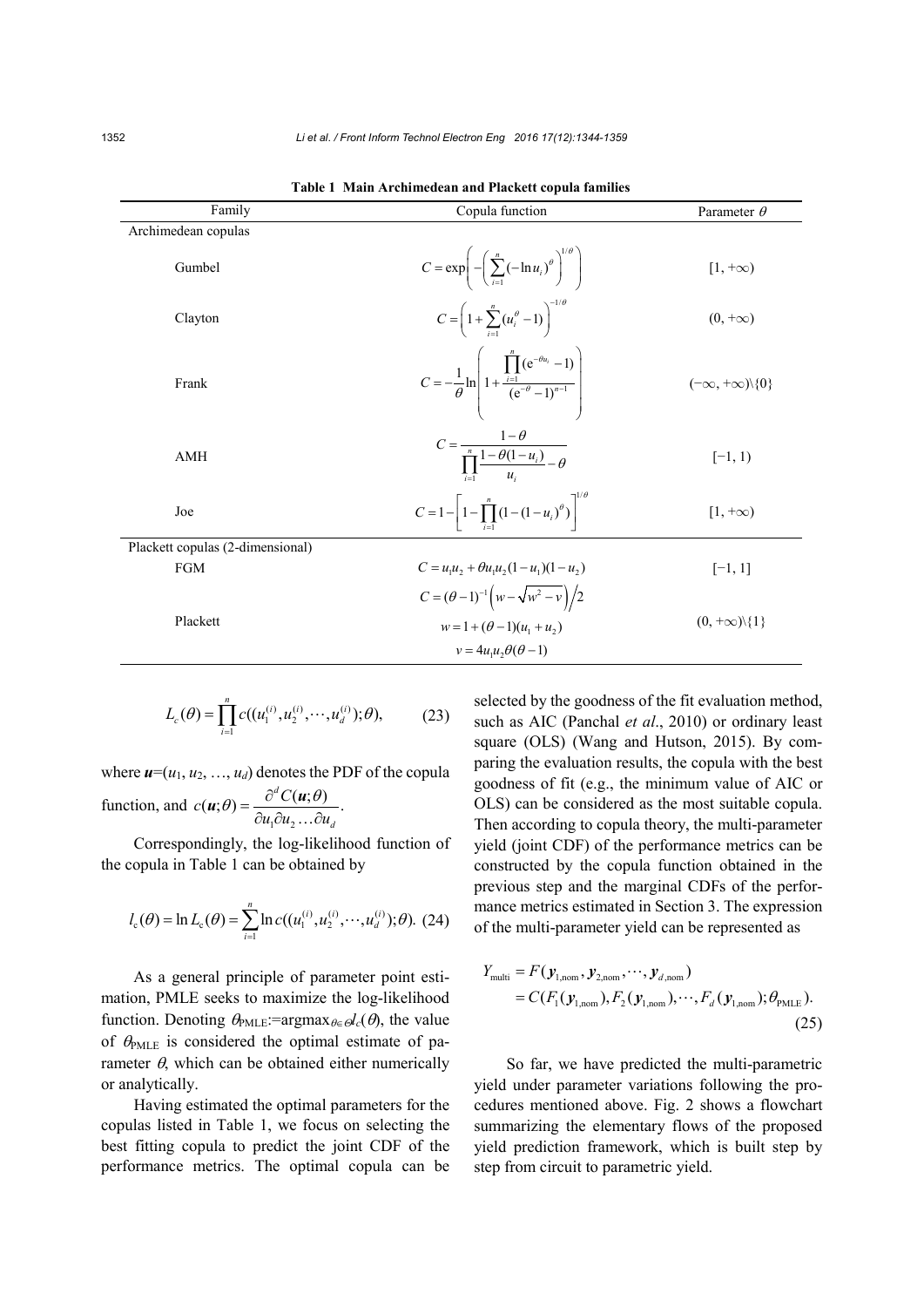**Table 1 Main Archimedean and Plackett copula families**

| Family | Copula function | Parameter $\theta$ |
|---|---|---|
| Archimedean copulas | | |
| Gumbel | $C=\exp\left(-\left(\sum_{i=1}^{n}(-\ln u_i)^{\theta}\right)^{1/\theta}\right)$ | $[1, +\infty)$ |
| Clayton | $C=\left(1+\sum_{i=1}^{n}(u_i^{\theta}-1)\right)^{-1/\theta}$ | $(0, +\infty)$ |
| Frank | $C=-\dfrac{1}{\theta}\ln\left(1+\dfrac{\prod_{i=1}^{n}(\mathrm{e}^{-\theta u_i}-1)}{(\mathrm{e}^{-\theta}-1)^{n-1}}\right)$ | $(-\infty, +\infty)\backslash\{0\}$ |
| AMH | $C=\dfrac{1-\theta}{\prod_{i=1}^{n}\dfrac{1-\theta(1-u_i)}{u_i}-\theta}$ | $[-1, 1)$ |
| Joe | $C=1-\left[1-\prod_{i=1}^{n}(1-(1-u_i)^{\theta})\right]^{1/\theta}$ | $[1, +\infty)$ |
| Plackett copulas (2-dimensional) | | |
| FGM | $C=u_1u_2+\theta u_1u_2(1-u_1)(1-u_2)$ | $[-1, 1]$ |
| Plackett | $C=(\theta-1)^{-1}\left(w-\sqrt{w^2-v}\right)/2$, $w=1+(\theta-1)(u_1+u_2)$, $v=4u_1u_2\theta(\theta-1)$ | $(0, +\infty)\backslash\{1\}$ |

$$L_c(\theta)=\prod_{i=1}^{n}c((u_1^{(i)},u_2^{(i)},\cdots,u_d^{(i)});\theta), \tag{23}$$

where $\boldsymbol{u}=(u_1, u_2, \ldots, u_d)$ denotes the PDF of the copula function, and $c(\boldsymbol{u};\theta)=\dfrac{\partial^d C(\boldsymbol{u};\theta)}{\partial u_1\partial u_2\ldots\partial u_d}$.

Correspondingly, the log-likelihood function of the copula in Table 1 can be obtained by

$$l_{\mathrm{c}}(\theta)=\ln L_{\mathrm{c}}(\theta)=\sum_{i=1}^{n}\ln c((u_1^{(i)},u_2^{(i)},\cdots,u_d^{(i)});\theta). \tag{24}$$

As a general principle of parameter point estimation, PMLE seeks to maximize the log-likelihood function. Denoting $\theta_{\mathrm{PMLE}}$:=argmax$_{\theta\in\Theta}l_c(\theta)$, the value of $\theta_{\mathrm{PMLE}}$ is considered the optimal estimate of parameter $\theta$, which can be obtained either numerically or analytically.

Having estimated the optimal parameters for the copulas listed in Table 1, we focus on selecting the best fitting copula to predict the joint CDF of the performance metrics. The optimal copula can be selected by the goodness of the fit evaluation method, such as AIC (Panchal *et al*., 2010) or ordinary least square (OLS) (Wang and Hutson, 2015). By comparing the evaluation results, the copula with the best goodness of fit (e.g., the minimum value of AIC or OLS) can be considered as the most suitable copula. Then according to copula theory, the multi-parameter yield (joint CDF) of the performance metrics can be constructed by the copula function obtained in the previous step and the marginal CDFs of the performance metrics estimated in Section 3. The expression of the multi-parameter yield can be represented as

$$\begin{aligned}Y_{\mathrm{multi}}&=F(\boldsymbol{y}_{1,\mathrm{nom}},\boldsymbol{y}_{2,\mathrm{nom}},\cdots,\boldsymbol{y}_{d,\mathrm{nom}})\\&=C(F_1(\boldsymbol{y}_{1,\mathrm{nom}}),F_2(\boldsymbol{y}_{1,\mathrm{nom}}),\cdots,F_d(\boldsymbol{y}_{1,\mathrm{nom}});\theta_{\mathrm{PMLE}}).\end{aligned} \tag{25}$$

So far, we have predicted the multi-parametric yield under parameter variations following the procedures mentioned above. Fig. 2 shows a flowchart summarizing the elementary flows of the proposed yield prediction framework, which is built step by step from circuit to parametric yield.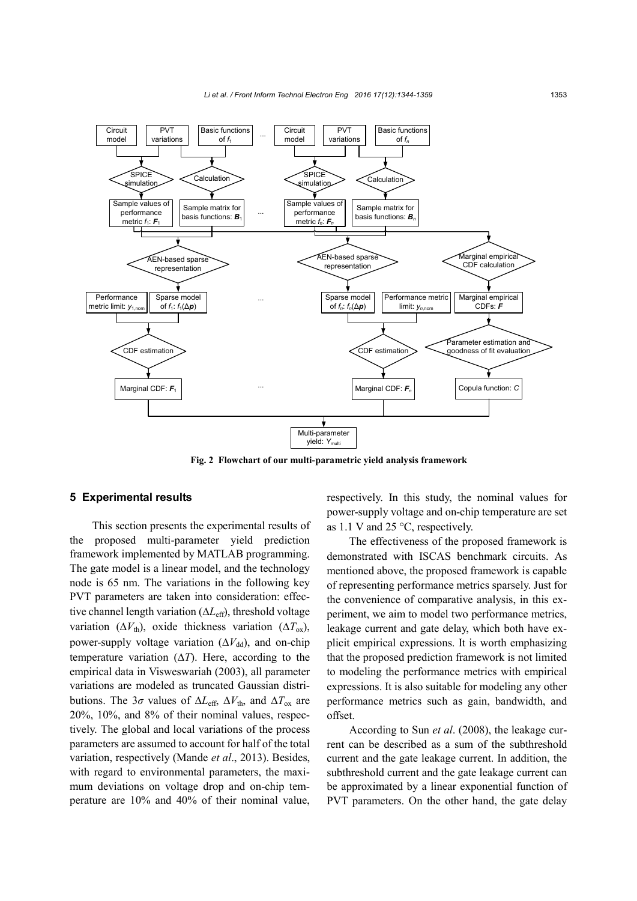**Fig. 2 Flowchart of our multi-parametric yield analysis framework**

## 5 Experimental results

This section presents the experimental results of the proposed multi-parameter yield prediction framework implemented by MATLAB programming. The gate model is a linear model, and the technology node is 65 nm. The variations in the following key PVT parameters are taken into consideration: effective channel length variation ($\Delta L_{\mathrm{eff}}$), threshold voltage variation ($\Delta V_{\mathrm{th}}$), oxide thickness variation ($\Delta T_{\mathrm{ox}}$), power-supply voltage variation ($\Delta V_{\mathrm{dd}}$), and on-chip temperature variation ($\Delta T$). Here, according to the empirical data in Visweswariah (2003), all parameter variations are modeled as truncated Gaussian distributions. The $3\sigma$ values of $\Delta L_{\mathrm{eff}}$, $\Delta V_{\mathrm{th}}$, and $\Delta T_{\mathrm{ox}}$ are 20%, 10%, and 8% of their nominal values, respectively. The global and local variations of the process parameters are assumed to account for half of the total variation, respectively (Mande *et al*., 2013). Besides, with regard to environmental parameters, the maximum deviations on voltage drop and on-chip temperature are 10% and 40% of their nominal value, respectively. In this study, the nominal values for power-supply voltage and on-chip temperature are set as 1.1 V and 25 °C, respectively.

The effectiveness of the proposed framework is demonstrated with ISCAS benchmark circuits. As mentioned above, the proposed framework is capable of representing performance metrics sparsely. Just for the convenience of comparative analysis, in this experiment, we aim to model two performance metrics, leakage current and gate delay, which both have explicit empirical expressions. It is worth emphasizing that the proposed prediction framework is not limited to modeling the performance metrics with empirical expressions. It is also suitable for modeling any other performance metrics such as gain, bandwidth, and offset.

According to Sun *et al*. (2008), the leakage current can be described as a sum of the subthreshold current and the gate leakage current. In addition, the subthreshold current and the gate leakage current can be approximated by a linear exponential function of PVT parameters. On the other hand, the gate delay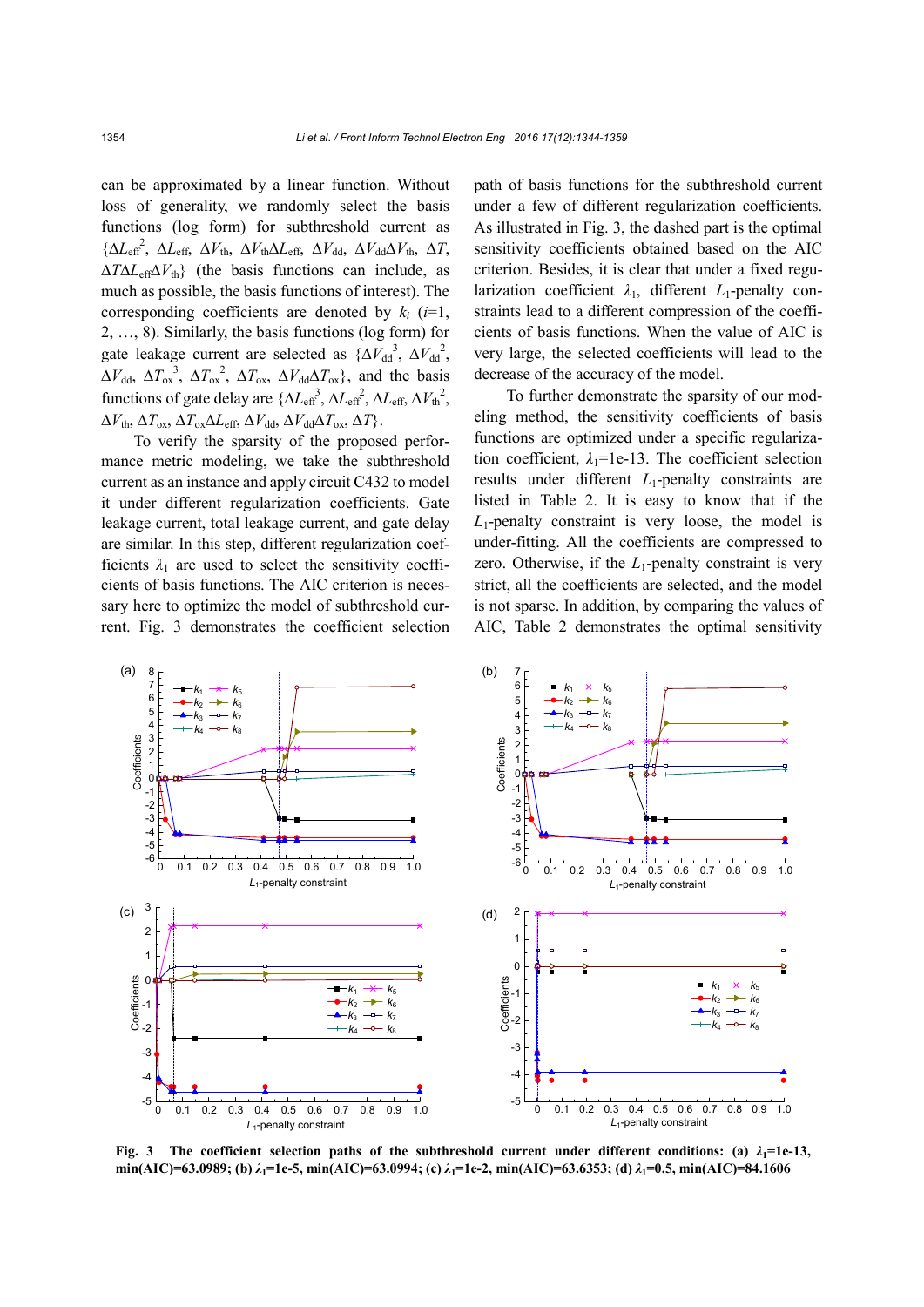can be approximated by a linear function. Without loss of generality, we randomly select the basis functions (log form) for subthreshold current as $\{\Delta L_{\mathrm{eff}}^2, \Delta L_{\mathrm{eff}}, \Delta V_{\mathrm{th}}, \Delta V_{\mathrm{th}}\Delta L_{\mathrm{eff}}, \Delta V_{\mathrm{dd}}, \Delta V_{\mathrm{dd}}\Delta V_{\mathrm{th}}, \Delta T, \Delta T\Delta L_{\mathrm{eff}}\Delta V_{\mathrm{th}}\}$ (the basis functions can include, as much as possible, the basis functions of interest). The corresponding coefficients are denoted by $k_i$ ($i$=1, 2, …, 8). Similarly, the basis functions (log form) for gate leakage current are selected as $\{\Delta V_{\mathrm{dd}}^3, \Delta V_{\mathrm{dd}}^2, \Delta V_{\mathrm{dd}}, \Delta T_{\mathrm{ox}}^3, \Delta T_{\mathrm{ox}}^2, \Delta T_{\mathrm{ox}}, \Delta V_{\mathrm{dd}}\Delta T_{\mathrm{ox}}\}$, and the basis functions of gate delay are $\{\Delta L_{\mathrm{eff}}^3, \Delta L_{\mathrm{eff}}^2, \Delta L_{\mathrm{eff}}, \Delta V_{\mathrm{th}}^2, \Delta V_{\mathrm{th}}, \Delta T_{\mathrm{ox}}, \Delta T_{\mathrm{ox}}\Delta L_{\mathrm{eff}}, \Delta V_{\mathrm{dd}}, \Delta V_{\mathrm{dd}}\Delta T_{\mathrm{ox}}, \Delta T\}$.

To verify the sparsity of the proposed performance metric modeling, we take the subthreshold current as an instance and apply circuit C432 to model it under different regularization coefficients. Gate leakage current, total leakage current, and gate delay are similar. In this step, different regularization coefficients $\lambda_1$ are used to select the sensitivity coefficients of basis functions. The AIC criterion is necessary here to optimize the model of subthreshold current. Fig. 3 demonstrates the coefficient selection path of basis functions for the subthreshold current under a few of different regularization coefficients. As illustrated in Fig. 3, the dashed part is the optimal sensitivity coefficients obtained based on the AIC criterion. Besides, it is clear that under a fixed regularization coefficient $\lambda_1$, different $L_1$-penalty constraints lead to a different compression of the coefficients of basis functions. When the value of AIC is very large, the selected coefficients will lead to the decrease of the accuracy of the model.

To further demonstrate the sparsity of our modeling method, the sensitivity coefficients of basis functions are optimized under a specific regularization coefficient, $\lambda_1$=1e-13. The coefficient selection results under different $L_1$-penalty constraints are listed in Table 2. It is easy to know that if the $L_1$-penalty constraint is very loose, the model is under-fitting. All the coefficients are compressed to zero. Otherwise, if the $L_1$-penalty constraint is very strict, all the coefficients are selected, and the model is not sparse. In addition, by comparing the values of AIC, Table 2 demonstrates the optimal sensitivity

**Fig. 3 The coefficient selection paths of the subthreshold current under different conditions: (a) $\lambda_1$=1e-13, min(AIC)=63.0989; (b) $\lambda_1$=1e-5, min(AIC)=63.0994; (c) $\lambda_1$=1e-2, min(AIC)=63.6353; (d) $\lambda_1$=0.5, min(AIC)=84.1606**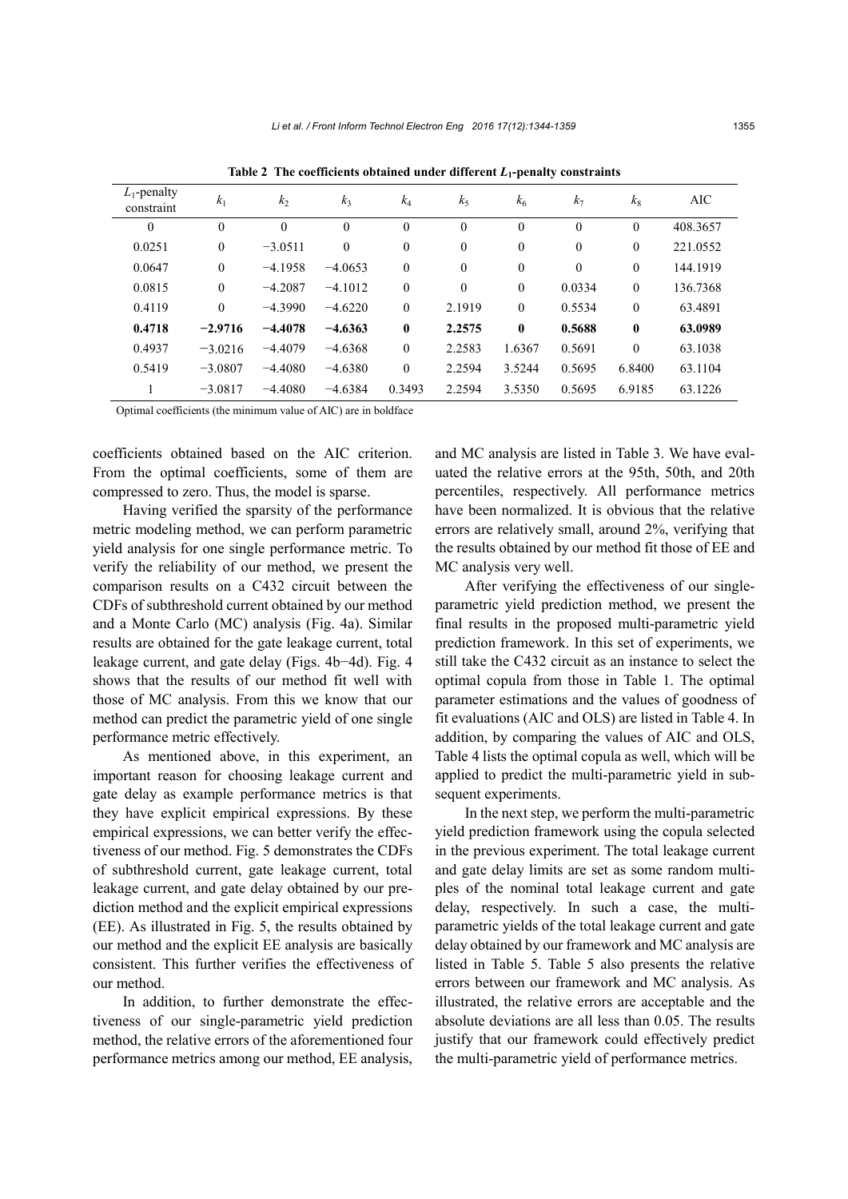**Table 2 The coefficients obtained under different $L_1$-penalty constraints**

| $L_1$-penalty constraint | $k_1$ | $k_2$ | $k_3$ | $k_4$ | $k_5$ | $k_6$ | $k_7$ | $k_8$ | AIC |
|---|---|---|---|---|---|---|---|---|---|
| 0 | 0 | 0 | 0 | 0 | 0 | 0 | 0 | 0 | 408.3657 |
| 0.0251 | 0 | −3.0511 | 0 | 0 | 0 | 0 | 0 | 0 | 221.0552 |
| 0.0647 | 0 | −4.1958 | −4.0653 | 0 | 0 | 0 | 0 | 0 | 144.1919 |
| 0.0815 | 0 | −4.2087 | −4.1012 | 0 | 0 | 0 | 0.0334 | 0 | 136.7368 |
| 0.4119 | 0 | −4.3990 | −4.6220 | 0 | 2.1919 | 0 | 0.5534 | 0 | 63.4891 |
| **0.4718** | **−2.9716** | **−4.4078** | **−4.6363** | **0** | **2.2575** | **0** | **0.5688** | **0** | **63.0989** |
| 0.4937 | −3.0216 | −4.4079 | −4.6368 | 0 | 2.2583 | 1.6367 | 0.5691 | 0 | 63.1038 |
| 0.5419 | −3.0807 | −4.4080 | −4.6380 | 0 | 2.2594 | 3.5244 | 0.5695 | 6.8400 | 63.1104 |
| 1 | −3.0817 | −4.4080 | −4.6384 | 0.3493 | 2.2594 | 3.5350 | 0.5695 | 6.9185 | 63.1226 |

Optimal coefficients (the minimum value of AIC) are in boldface

coefficients obtained based on the AIC criterion. From the optimal coefficients, some of them are compressed to zero. Thus, the model is sparse.

Having verified the sparsity of the performance metric modeling method, we can perform parametric yield analysis for one single performance metric. To verify the reliability of our method, we present the comparison results on a C432 circuit between the CDFs of subthreshold current obtained by our method and a Monte Carlo (MC) analysis (Fig. 4a). Similar results are obtained for the gate leakage current, total leakage current, and gate delay (Figs. 4b−4d). Fig. 4 shows that the results of our method fit well with those of MC analysis. From this we know that our method can predict the parametric yield of one single performance metric effectively.

As mentioned above, in this experiment, an important reason for choosing leakage current and gate delay as example performance metrics is that they have explicit empirical expressions. By these empirical expressions, we can better verify the effectiveness of our method. Fig. 5 demonstrates the CDFs of subthreshold current, gate leakage current, total leakage current, and gate delay obtained by our prediction method and the explicit empirical expressions (EE). As illustrated in Fig. 5, the results obtained by our method and the explicit EE analysis are basically consistent. This further verifies the effectiveness of our method.

In addition, to further demonstrate the effectiveness of our single-parametric yield prediction method, the relative errors of the aforementioned four performance metrics among our method, EE analysis, and MC analysis are listed in Table 3. We have evaluated the relative errors at the 95th, 50th, and 20th percentiles, respectively. All performance metrics have been normalized. It is obvious that the relative errors are relatively small, around 2%, verifying that the results obtained by our method fit those of EE and MC analysis very well.

After verifying the effectiveness of our single-parametric yield prediction method, we present the final results in the proposed multi-parametric yield prediction framework. In this set of experiments, we still take the C432 circuit as an instance to select the optimal copula from those in Table 1. The optimal parameter estimations and the values of goodness of fit evaluations (AIC and OLS) are listed in Table 4. In addition, by comparing the values of AIC and OLS, Table 4 lists the optimal copula as well, which will be applied to predict the multi-parametric yield in subsequent experiments.

In the next step, we perform the multi-parametric yield prediction framework using the copula selected in the previous experiment. The total leakage current and gate delay limits are set as some random multiples of the nominal total leakage current and gate delay, respectively. In such a case, the multi-parametric yields of the total leakage current and gate delay obtained by our framework and MC analysis are listed in Table 5. Table 5 also presents the relative errors between our framework and MC analysis. As illustrated, the relative errors are acceptable and the absolute deviations are all less than 0.05. The results justify that our framework could effectively predict the multi-parametric yield of performance metrics.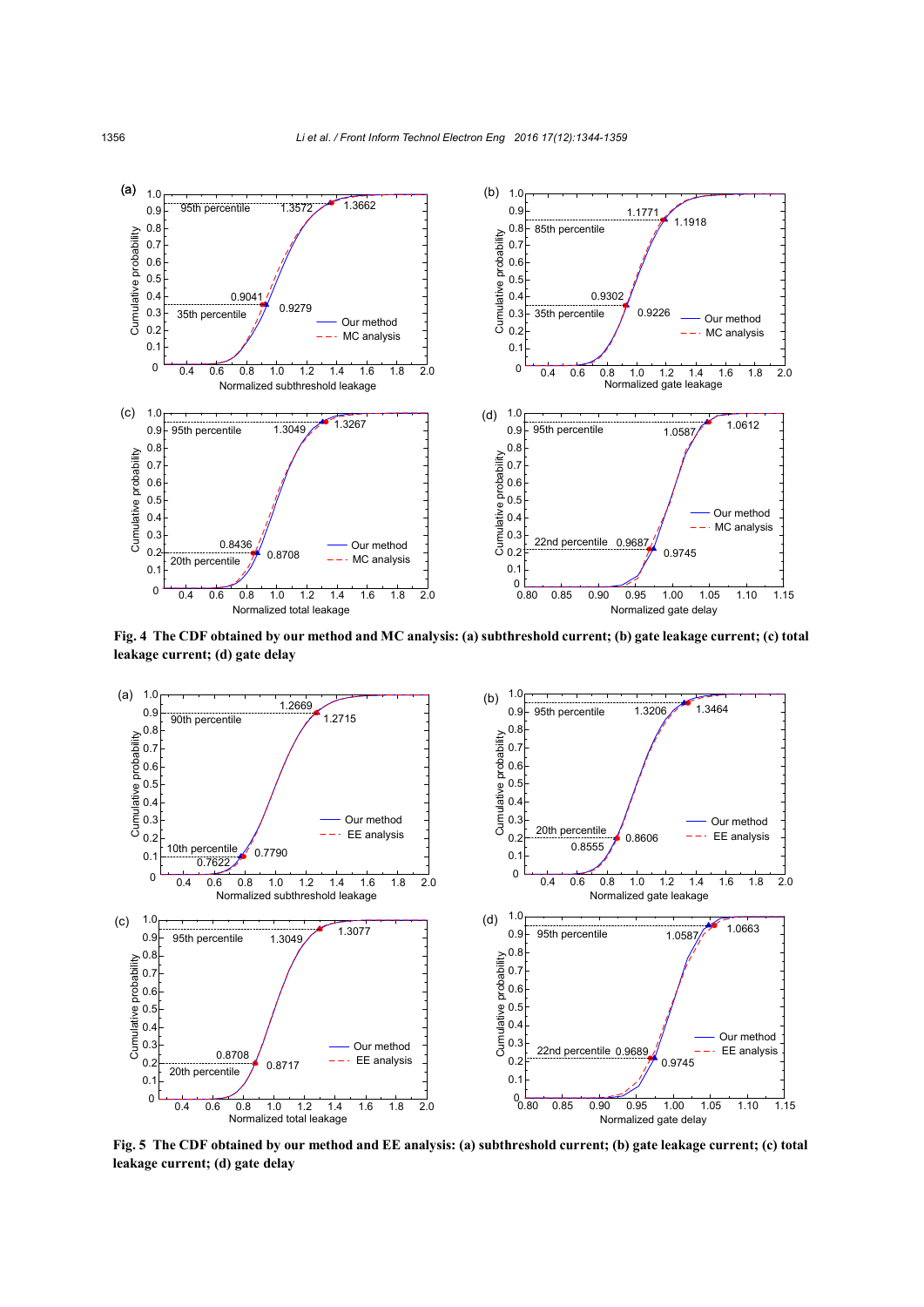**Fig. 4 The CDF obtained by our method and MC analysis: (a) subthreshold current; (b) gate leakage current; (c) total leakage current; (d) gate delay**

**Fig. 5 The CDF obtained by our method and EE analysis: (a) subthreshold current; (b) gate leakage current; (c) total leakage current; (d) gate delay**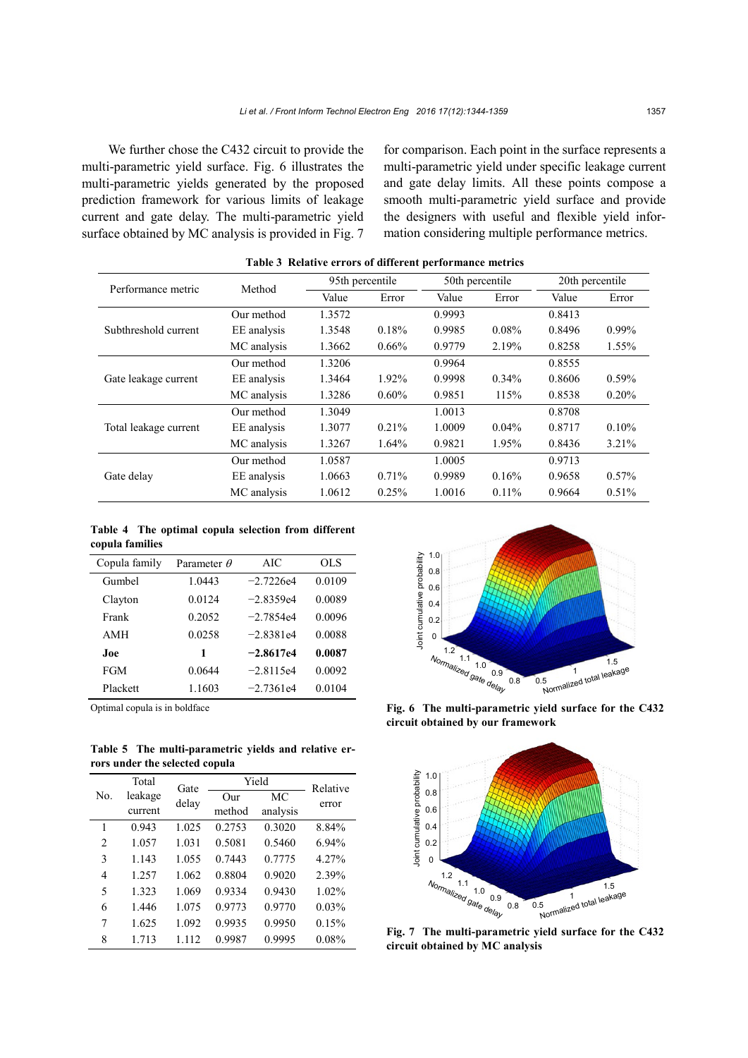We further chose the C432 circuit to provide the multi-parametric yield surface. Fig. 6 illustrates the multi-parametric yields generated by the proposed prediction framework for various limits of leakage current and gate delay. The multi-parametric yield surface obtained by MC analysis is provided in Fig. 7 for comparison. Each point in the surface represents a multi-parametric yield under specific leakage current and gate delay limits. All these points compose a smooth multi-parametric yield surface and provide the designers with useful and flexible yield information considering multiple performance metrics.

**Table 3 Relative errors of different performance metrics**

| Performance metric | Method | 95th percentile | | 50th percentile | | 20th percentile | |
|---|---|---|---|---|---|---|---|
| | | Value | Error | Value | Error | Value | Error |
| Subthreshold current | Our method | 1.3572 | | 0.9993 | | 0.8413 | |
| | EE analysis | 1.3548 | 0.18% | 0.9985 | 0.08% | 0.8496 | 0.99% |
| | MC analysis | 1.3662 | 0.66% | 0.9779 | 2.19% | 0.8258 | 1.55% |
| Gate leakage current | Our method | 1.3206 | | 0.9964 | | 0.8555 | |
| | EE analysis | 1.3464 | 1.92% | 0.9998 | 0.34% | 0.8606 | 0.59% |
| | MC analysis | 1.3286 | 0.60% | 0.9851 | 115% | 0.8538 | 0.20% |
| Total leakage current | Our method | 1.3049 | | 1.0013 | | 0.8708 | |
| | EE analysis | 1.3077 | 0.21% | 1.0009 | 0.04% | 0.8717 | 0.10% |
| | MC analysis | 1.3267 | 1.64% | 0.9821 | 1.95% | 0.8436 | 3.21% |
| Gate delay | Our method | 1.0587 | | 1.0005 | | 0.9713 | |
| | EE analysis | 1.0663 | 0.71% | 0.9989 | 0.16% | 0.9658 | 0.57% |
| | MC analysis | 1.0612 | 0.25% | 1.0016 | 0.11% | 0.9664 | 0.51% |

**Table 4 The optimal copula selection from different copula families**

| Copula family | Parameter $\theta$ | AIC | OLS |
|---|---|---|---|
| Gumbel | 1.0443 | −2.7226e4 | 0.0109 |
| Clayton | 0.0124 | −2.8359e4 | 0.0089 |
| Frank | 0.2052 | −2.7854e4 | 0.0096 |
| AMH | 0.0258 | −2.8381e4 | 0.0088 |
| **Joe** | **1** | **−2.8617e4** | **0.0087** |
| FGM | 0.0644 | −2.8115e4 | 0.0092 |
| Plackett | 1.1603 | −2.7361e4 | 0.0104 |

Optimal copula is in boldface

**Table 5 The multi-parametric yields and relative errors under the selected copula**

| No. | Total leakage current | Gate delay | Yield | | Relative error |
|---|---|---|---|---|---|
| | | | Our method | MC analysis | |
| 1 | 0.943 | 1.025 | 0.2753 | 0.3020 | 8.84% |
| 2 | 1.057 | 1.031 | 0.5081 | 0.5460 | 6.94% |
| 3 | 1.143 | 1.055 | 0.7443 | 0.7775 | 4.27% |
| 4 | 1.257 | 1.062 | 0.8804 | 0.9020 | 2.39% |
| 5 | 1.323 | 1.069 | 0.9334 | 0.9430 | 1.02% |
| 6 | 1.446 | 1.075 | 0.9773 | 0.9770 | 0.03% |
| 7 | 1.625 | 1.092 | 0.9935 | 0.9950 | 0.15% |
| 8 | 1.713 | 1.112 | 0.9987 | 0.9995 | 0.08% |

**Fig. 6 The multi-parametric yield surface for the C432 circuit obtained by our framework**

**Fig. 7 The multi-parametric yield surface for the C432 circuit obtained by MC analysis**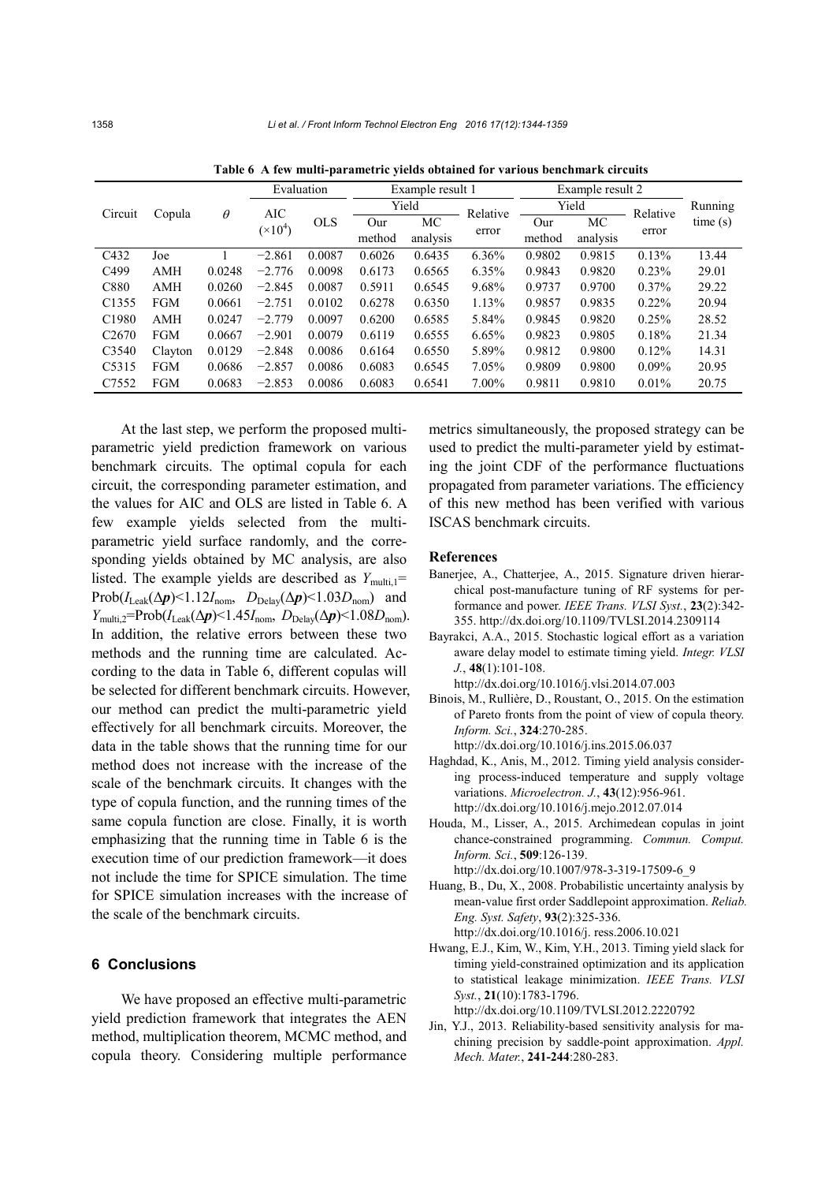**Table 6 A few multi-parametric yields obtained for various benchmark circuits**

| Circuit | Copula | $\theta$ | Evaluation | | Example result 1 | | | Example result 2 | | | Running time (s) |
|---|---|---|---|---|---|---|---|---|---|---|---|
| | | | AIC ($\times 10^4$) | OLS | Yield | | Relative error | Yield | | Relative error | |
| | | | | | Our method | MC analysis | | Our method | MC analysis | | |
| C432 | Joe | 1 | −2.861 | 0.0087 | 0.6026 | 0.6435 | 6.36% | 0.9802 | 0.9815 | 0.13% | 13.44 |
| C499 | AMH | 0.0248 | −2.776 | 0.0098 | 0.6173 | 0.6565 | 6.35% | 0.9843 | 0.9820 | 0.23% | 29.01 |
| C880 | AMH | 0.0260 | −2.845 | 0.0087 | 0.5911 | 0.6545 | 9.68% | 0.9737 | 0.9700 | 0.37% | 29.22 |
| C1355 | FGM | 0.0661 | −2.751 | 0.0102 | 0.6278 | 0.6350 | 1.13% | 0.9857 | 0.9835 | 0.22% | 20.94 |
| C1980 | AMH | 0.0247 | −2.779 | 0.0097 | 0.6200 | 0.6585 | 5.84% | 0.9845 | 0.9820 | 0.25% | 28.52 |
| C2670 | FGM | 0.0667 | −2.901 | 0.0079 | 0.6119 | 0.6555 | 6.65% | 0.9823 | 0.9805 | 0.18% | 21.34 |
| C3540 | Clayton | 0.0129 | −2.848 | 0.0086 | 0.6164 | 0.6550 | 5.89% | 0.9812 | 0.9800 | 0.12% | 14.31 |
| C5315 | FGM | 0.0686 | −2.857 | 0.0086 | 0.6083 | 0.6545 | 7.05% | 0.9809 | 0.9800 | 0.09% | 20.95 |
| C7552 | FGM | 0.0683 | −2.853 | 0.0086 | 0.6083 | 0.6541 | 7.00% | 0.9811 | 0.9810 | 0.01% | 20.75 |

At the last step, we perform the proposed multi-parametric yield prediction framework on various benchmark circuits. The optimal copula for each circuit, the corresponding parameter estimation, and the values for AIC and OLS are listed in Table 6. A few example yields selected from the multi-parametric yield surface randomly, and the corresponding yields obtained by MC analysis, are also listed. The example yields are described as $Y_{\text{multi},1}=\text{Prob}(I_{\text{Leak}}(\Delta\boldsymbol{p})<1.12I_{\text{nom}},\ D_{\text{Delay}}(\Delta\boldsymbol{p})<1.03D_{\text{nom}})$ and $Y_{\text{multi},2}=\text{Prob}(I_{\text{Leak}}(\Delta\boldsymbol{p})<1.45I_{\text{nom}},\ D_{\text{Delay}}(\Delta\boldsymbol{p})<1.08D_{\text{nom}})$. In addition, the relative errors between these two methods and the running time are calculated. According to the data in Table 6, different copulas will be selected for different benchmark circuits. However, our method can predict the multi-parametric yield effectively for all benchmark circuits. Moreover, the data in the table shows that the running time for our method does not increase with the increase of the scale of the benchmark circuits. It changes with the type of copula function, and the running times of the same copula function are close. Finally, it is worth emphasizing that the running time in Table 6 is the execution time of our prediction framework—it does not include the time for SPICE simulation. The time for SPICE simulation increases with the increase of the scale of the benchmark circuits.

## 6 Conclusions

We have proposed an effective multi-parametric yield prediction framework that integrates the AEN method, multiplication theorem, MCMC method, and copula theory. Considering multiple performance metrics simultaneously, the proposed strategy can be used to predict the multi-parameter yield by estimating the joint CDF of the performance fluctuations propagated from parameter variations. The efficiency of this new method has been verified with various ISCAS benchmark circuits.

## References

Banerjee, A., Chatterjee, A., 2015. Signature driven hierarchical post-manufacture tuning of RF systems for performance and power. *IEEE Trans. VLSI Syst.*, **23**(2):342-355. http://dx.doi.org/10.1109/TVLSI.2014.2309114

Bayrakci, A.A., 2015. Stochastic logical effort as a variation aware delay model to estimate timing yield. *Integr. VLSI J.*, **48**(1):101-108. http://dx.doi.org/10.1016/j.vlsi.2014.07.003

Binois, M., Rullière, D., Roustant, O., 2015. On the estimation of Pareto fronts from the point of view of copula theory. *Inform. Sci.*, **324**:270-285. http://dx.doi.org/10.1016/j.ins.2015.06.037

Haghdad, K., Anis, M., 2012. Timing yield analysis considering process-induced temperature and supply voltage variations. *Microelectron. J.*, **43**(12):956-961. http://dx.doi.org/10.1016/j.mejo.2012.07.014

Houda, M., Lisser, A., 2015. Archimedean copulas in joint chance-constrained programming. *Commun. Comput. Inform. Sci.*, **509**:126-139. http://dx.doi.org/10.1007/978-3-319-17509-6_9

Huang, B., Du, X., 2008. Probabilistic uncertainty analysis by mean-value first order Saddlepoint approximation. *Reliab. Eng. Syst. Safety*, **93**(2):325-336. http://dx.doi.org/10.1016/j. ress.2006.10.021

Hwang, E.J., Kim, W., Kim, Y.H., 2013. Timing yield slack for timing yield-constrained optimization and its application to statistical leakage minimization. *IEEE Trans. VLSI Syst.*, **21**(10):1783-1796. http://dx.doi.org/10.1109/TVLSI.2012.2220792

Jin, Y.J., 2013. Reliability-based sensitivity analysis for machining precision by saddle-point approximation. *Appl. Mech. Mater.*, **241-244**:280-283.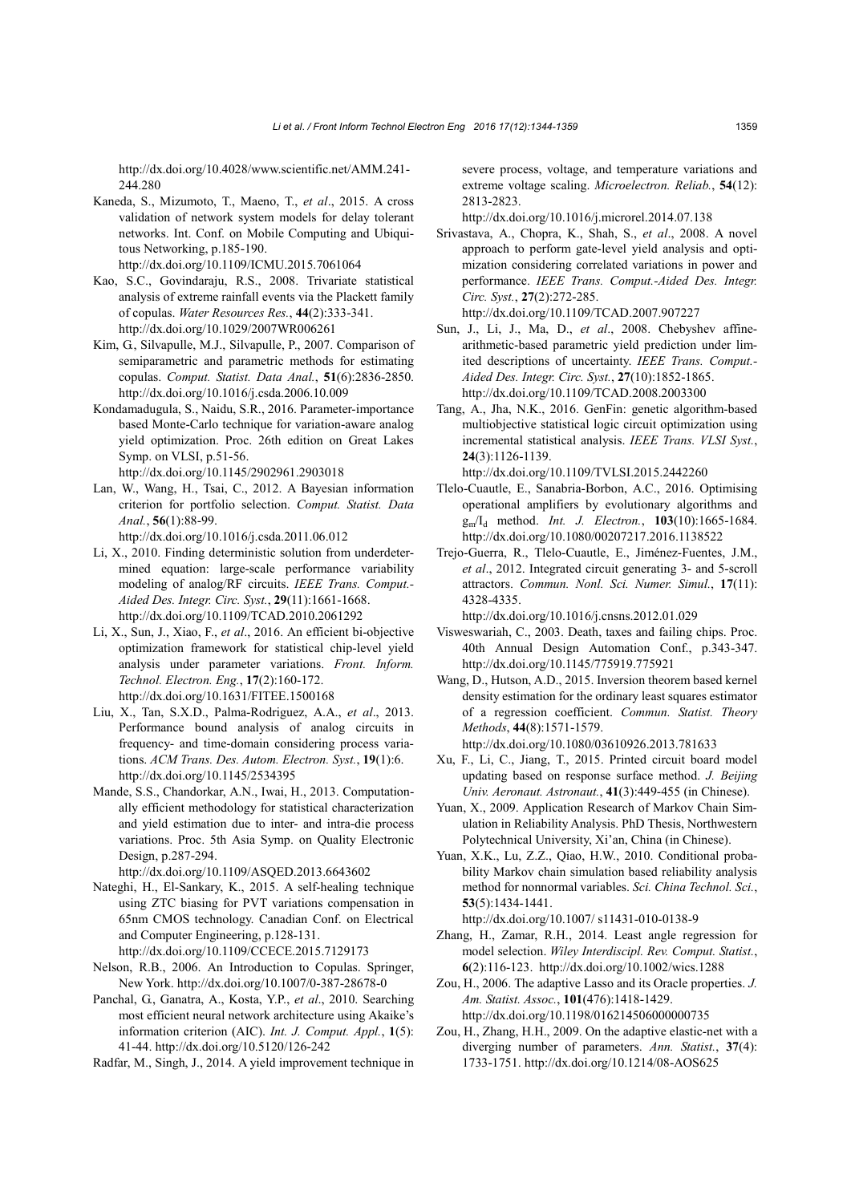http://dx.doi.org/10.4028/www.scientific.net/AMM.241-244.280

Kaneda, S., Mizumoto, T., Maeno, T., *et al*., 2015. A cross validation of network system models for delay tolerant networks. Int. Conf. on Mobile Computing and Ubiquitous Networking, p.185-190. http://dx.doi.org/10.1109/ICMU.2015.7061064

Kao, S.C., Govindaraju, R.S., 2008. Trivariate statistical analysis of extreme rainfall events via the Plackett family of copulas. *Water Resources Res.*, **44**(2):333-341. http://dx.doi.org/10.1029/2007WR006261

Kim, G., Silvapulle, M.J., Silvapulle, P., 2007. Comparison of semiparametric and parametric methods for estimating copulas. *Comput. Statist. Data Anal.*, **51**(6):2836-2850. http://dx.doi.org/10.1016/j.csda.2006.10.009

Kondamadugula, S., Naidu, S.R., 2016. Parameter-importance based Monte-Carlo technique for variation-aware analog yield optimization. Proc. 26th edition on Great Lakes Symp. on VLSI, p.51-56. http://dx.doi.org/10.1145/2902961.2903018

Lan, W., Wang, H., Tsai, C., 2012. A Bayesian information criterion for portfolio selection. *Comput. Statist. Data Anal.*, **56**(1):88-99. http://dx.doi.org/10.1016/j.csda.2011.06.012

Li, X., 2010. Finding deterministic solution from underdetermined equation: large-scale performance variability modeling of analog/RF circuits. *IEEE Trans. Comput.-Aided Des. Integr. Circ. Syst.*, **29**(11):1661-1668. http://dx.doi.org/10.1109/TCAD.2010.2061292

Li, X., Sun, J., Xiao, F., *et al*., 2016. An efficient bi-objective optimization framework for statistical chip-level yield analysis under parameter variations. *Front. Inform. Technol. Electron. Eng.*, **17**(2):160-172. http://dx.doi.org/10.1631/FITEE.1500168

Liu, X., Tan, S.X.D., Palma-Rodriguez, A.A., *et al*., 2013. Performance bound analysis of analog circuits in frequency- and time-domain considering process variations. *ACM Trans. Des. Autom. Electron. Syst.*, **19**(1):6. http://dx.doi.org/10.1145/2534395

Mande, S.S., Chandorkar, A.N., Iwai, H., 2013. Computationally efficient methodology for statistical characterization and yield estimation due to inter- and intra-die process variations. Proc. 5th Asia Symp. on Quality Electronic Design, p.287-294. http://dx.doi.org/10.1109/ASQED.2013.6643602

Nateghi, H., El-Sankary, K., 2015. A self-healing technique using ZTC biasing for PVT variations compensation in 65nm CMOS technology. Canadian Conf. on Electrical and Computer Engineering, p.128-131. http://dx.doi.org/10.1109/CCECE.2015.7129173

Nelson, R.B., 2006. An Introduction to Copulas. Springer, New York. http://dx.doi.org/10.1007/0-387-28678-0

Panchal, G., Ganatra, A., Kosta, Y.P., *et al*., 2010. Searching most efficient neural network architecture using Akaike's information criterion (AIC). *Int. J. Comput. Appl.*, **1**(5): 41-44. http://dx.doi.org/10.5120/126-242

Radfar, M., Singh, J., 2014. A yield improvement technique in severe process, voltage, and temperature variations and extreme voltage scaling. *Microelectron. Reliab.*, **54**(12): 2813-2823. http://dx.doi.org/10.1016/j.microrel.2014.07.138

Srivastava, A., Chopra, K., Shah, S., *et al*., 2008. A novel approach to perform gate-level yield analysis and optimization considering correlated variations in power and performance. *IEEE Trans. Comput.-Aided Des. Integr. Circ. Syst.*, **27**(2):272-285. http://dx.doi.org/10.1109/TCAD.2007.907227

Sun, J., Li, J., Ma, D., *et al*., 2008. Chebyshev affine-arithmetic-based parametric yield prediction under limited descriptions of uncertainty. *IEEE Trans. Comput.-Aided Des. Integr. Circ. Syst.*, **27**(10):1852-1865. http://dx.doi.org/10.1109/TCAD.2008.2003300

Tang, A., Jha, N.K., 2016. GenFin: genetic algorithm-based multiobjective statistical logic circuit optimization using incremental statistical analysis. *IEEE Trans. VLSI Syst.*, **24**(3):1126-1139. http://dx.doi.org/10.1109/TVLSI.2015.2442260

Tlelo-Cuautle, E., Sanabria-Borbon, A.C., 2016. Optimising operational amplifiers by evolutionary algorithms and $g_m/I_d$ method. *Int. J. Electron.*, **103**(10):1665-1684. http://dx.doi.org/10.1080/00207217.2016.1138522

Trejo-Guerra, R., Tlelo-Cuautle, E., Jiménez-Fuentes, J.M., *et al*., 2012. Integrated circuit generating 3- and 5-scroll attractors. *Commun. Nonl. Sci. Numer. Simul.*, **17**(11): 4328-4335. http://dx.doi.org/10.1016/j.cnsns.2012.01.029

Visweswariah, C., 2003. Death, taxes and failing chips. Proc. 40th Annual Design Automation Conf., p.343-347. http://dx.doi.org/10.1145/775919.775921

Wang, D., Hutson, A.D., 2015. Inversion theorem based kernel density estimation for the ordinary least squares estimator of a regression coefficient. *Commun. Statist. Theory Methods*, **44**(8):1571-1579. http://dx.doi.org/10.1080/03610926.2013.781633

Xu, F., Li, C., Jiang, T., 2015. Printed circuit board model updating based on response surface method. *J. Beijing Univ. Aeronaut. Astronaut.*, **41**(3):449-455 (in Chinese).

Yuan, X., 2009. Application Research of Markov Chain Simulation in Reliability Analysis. PhD Thesis, Northwestern Polytechnical University, Xi'an, China (in Chinese).

Yuan, X.K., Lu, Z.Z., Qiao, H.W., 2010. Conditional probability Markov chain simulation based reliability analysis method for nonnormal variables. *Sci. China Technol. Sci.*, **53**(5):1434-1441. http://dx.doi.org/10.1007/ s11431-010-0138-9

Zhang, H., Zamar, R.H., 2014. Least angle regression for model selection. *Wiley Interdiscipl. Rev. Comput. Statist.*, **6**(2):116-123. http://dx.doi.org/10.1002/wics.1288

Zou, H., 2006. The adaptive Lasso and its Oracle properties. *J. Am. Statist. Assoc.*, **101**(476):1418-1429. http://dx.doi.org/10.1198/016214506000000735

Zou, H., Zhang, H.H., 2009. On the adaptive elastic-net with a diverging number of parameters. *Ann. Statist.*, **37**(4): 1733-1751. http://dx.doi.org/10.1214/08-AOS625